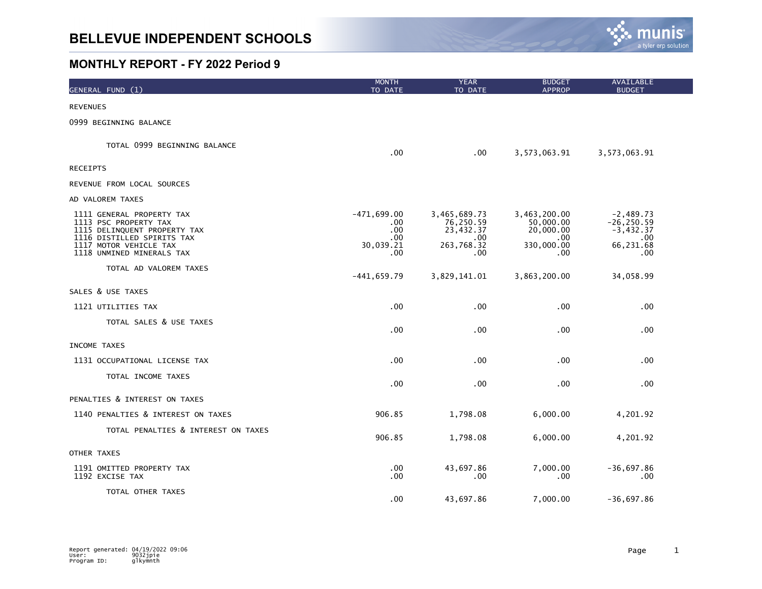# BELLEVUE INDEPENDENT SCHOOLS

## MONTHLY REPORT - FY 2022 Period 9

| GENERAL FUND (1) | MONTH TO DATE | YEAR TO DATE | BUDGET APPROP | AVAILABLE BUDGET |
|---|---|---|---|---|
| REVENUES | | | | |
| 0999 BEGINNING BALANCE | | | | |
| TOTAL 0999 BEGINNING BALANCE | .00 | .00 | 3,573,063.91 | 3,573,063.91 |
| RECEIPTS | | | | |
| REVENUE FROM LOCAL SOURCES | | | | |
| AD VALOREM TAXES | | | | |
| 1111 GENERAL PROPERTY TAX | -471,699.00 | 3,465,689.73 | 3,463,200.00 | -2,489.73 |
| 1113 PSC PROPERTY TAX | .00 | 76,250.59 | 50,000.00 | -26,250.59 |
| 1115 DELINQUENT PROPERTY TAX | .00 | 23,432.37 | 20,000.00 | -3,432.37 |
| 1116 DISTILLED SPIRITS TAX | .00 | .00 | .00 | .00 |
| 1117 MOTOR VEHICLE TAX | 30,039.21 | 263,768.32 | 330,000.00 | 66,231.68 |
| 1118 UNMINED MINERALS TAX | .00 | .00 | .00 | .00 |
| TOTAL AD VALOREM TAXES | -441,659.79 | 3,829,141.01 | 3,863,200.00 | 34,058.99 |
| SALES & USE TAXES | | | | |
| 1121 UTILITIES TAX | .00 | .00 | .00 | .00 |
| TOTAL SALES & USE TAXES | .00 | .00 | .00 | .00 |
| INCOME TAXES | | | | |
| 1131 OCCUPATIONAL LICENSE TAX | .00 | .00 | .00 | .00 |
| TOTAL INCOME TAXES | .00 | .00 | .00 | .00 |
| PENALTIES & INTEREST ON TAXES | | | | |
| 1140 PENALTIES & INTEREST ON TAXES | 906.85 | 1,798.08 | 6,000.00 | 4,201.92 |
| TOTAL PENALTIES & INTEREST ON TAXES | 906.85 | 1,798.08 | 6,000.00 | 4,201.92 |
| OTHER TAXES | | | | |
| 1191 OMITTED PROPERTY TAX | .00 | 43,697.86 | 7,000.00 | -36,697.86 |
| 1192 EXCISE TAX | .00 | .00 | .00 | .00 |
| TOTAL OTHER TAXES | .00 | 43,697.86 | 7,000.00 | -36,697.86 |

Report generated: 04/19/2022 09:06
User: 9032jpie
Program ID: glkymnth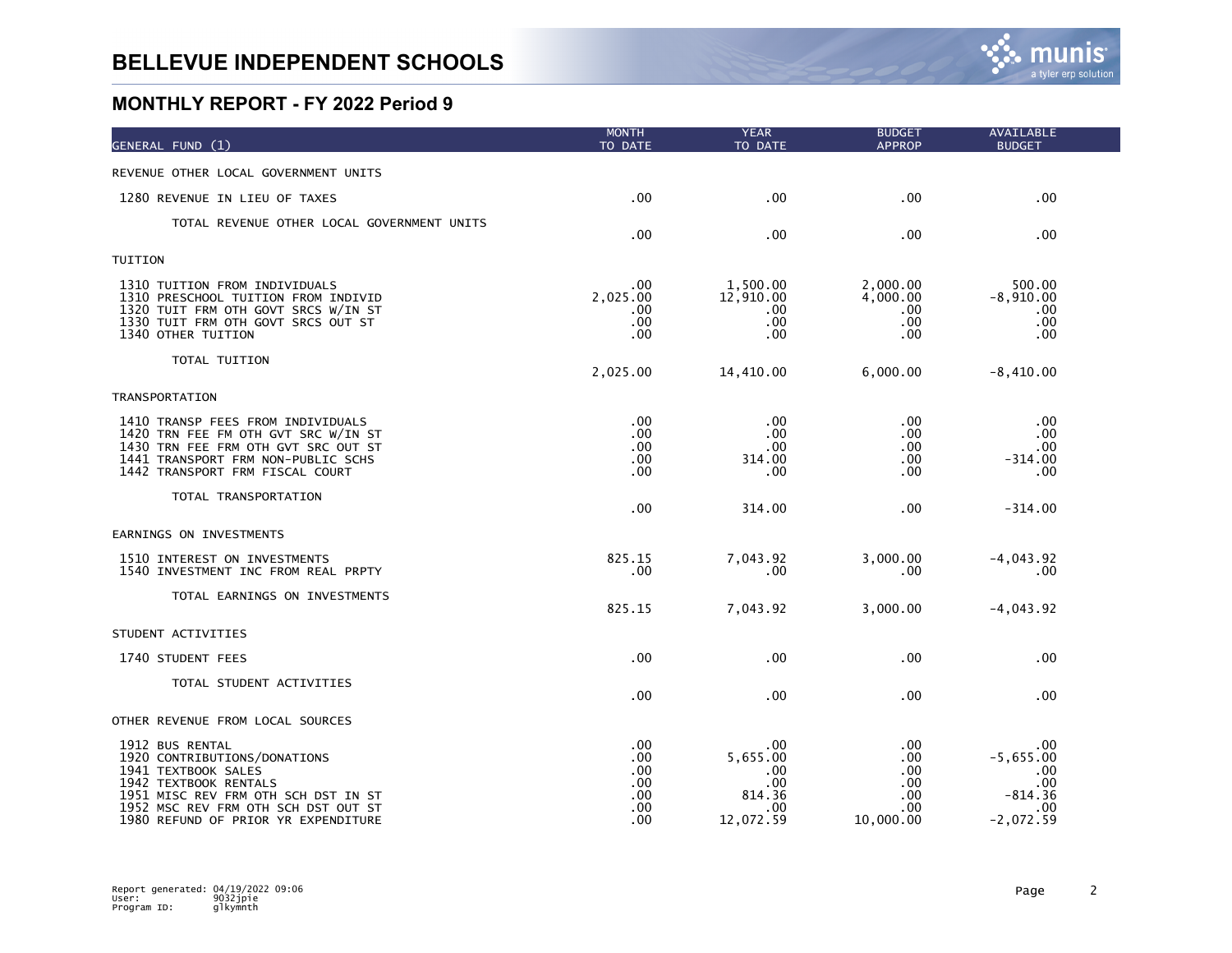# BELLEVUE INDEPENDENT SCHOOLS

## MONTHLY REPORT - FY 2022 Period 9

| GENERAL FUND (1) | MONTH TO DATE | YEAR TO DATE | BUDGET APPROP | AVAILABLE BUDGET |
|---|---|---|---|---|
| REVENUE OTHER LOCAL GOVERNMENT UNITS | | | | |
| 1280 REVENUE IN LIEU OF TAXES | .00 | .00 | .00 | .00 |
| TOTAL REVENUE OTHER LOCAL GOVERNMENT UNITS | .00 | .00 | .00 | .00 |
| TUITION | | | | |
| 1310 TUITION FROM INDIVIDUALS | .00 | 1,500.00 | 2,000.00 | 500.00 |
| 1310 PRESCHOOL TUITION FROM INDIVID | 2,025.00 | 12,910.00 | 4,000.00 | -8,910.00 |
| 1320 TUIT FRM OTH GOVT SRCS W/IN ST | .00 | .00 | .00 | .00 |
| 1330 TUIT FRM OTH GOVT SRCS OUT ST | .00 | .00 | .00 | .00 |
| 1340 OTHER TUITION | .00 | .00 | .00 | .00 |
| TOTAL TUITION | 2,025.00 | 14,410.00 | 6,000.00 | -8,410.00 |
| TRANSPORTATION | | | | |
| 1410 TRANSP FEES FROM INDIVIDUALS | .00 | .00 | .00 | .00 |
| 1420 TRN FEE FM OTH GVT SRC W/IN ST | .00 | .00 | .00 | .00 |
| 1430 TRN FEE FRM OTH GVT SRC OUT ST | .00 | .00 | .00 | .00 |
| 1441 TRANSPORT FRM NON-PUBLIC SCHS | .00 | 314.00 | .00 | -314.00 |
| 1442 TRANSPORT FRM FISCAL COURT | .00 | .00 | .00 | .00 |
| TOTAL TRANSPORTATION | .00 | 314.00 | .00 | -314.00 |
| EARNINGS ON INVESTMENTS | | | | |
| 1510 INTEREST ON INVESTMENTS | 825.15 | 7,043.92 | 3,000.00 | -4,043.92 |
| 1540 INVESTMENT INC FROM REAL PRPTY | .00 | .00 | .00 | .00 |
| TOTAL EARNINGS ON INVESTMENTS | 825.15 | 7,043.92 | 3,000.00 | -4,043.92 |
| STUDENT ACTIVITIES | | | | |
| 1740 STUDENT FEES | .00 | .00 | .00 | .00 |
| TOTAL STUDENT ACTIVITIES | .00 | .00 | .00 | .00 |
| OTHER REVENUE FROM LOCAL SOURCES | | | | |
| 1912 BUS RENTAL | .00 | .00 | .00 | .00 |
| 1920 CONTRIBUTIONS/DONATIONS | .00 | 5,655.00 | .00 | -5,655.00 |
| 1941 TEXTBOOK SALES | .00 | .00 | .00 | .00 |
| 1942 TEXTBOOK RENTALS | .00 | .00 | .00 | .00 |
| 1951 MISC REV FRM OTH SCH DST IN ST | .00 | 814.36 | .00 | -814.36 |
| 1952 MSC REV FRM OTH SCH DST OUT ST | .00 | .00 | .00 | .00 |
| 1980 REFUND OF PRIOR YR EXPENDITURE | .00 | 12,072.59 | 10,000.00 | -2,072.59 |

Report generated: 04/19/2022 09:06
User: 9032jpie
Program ID: glkymnth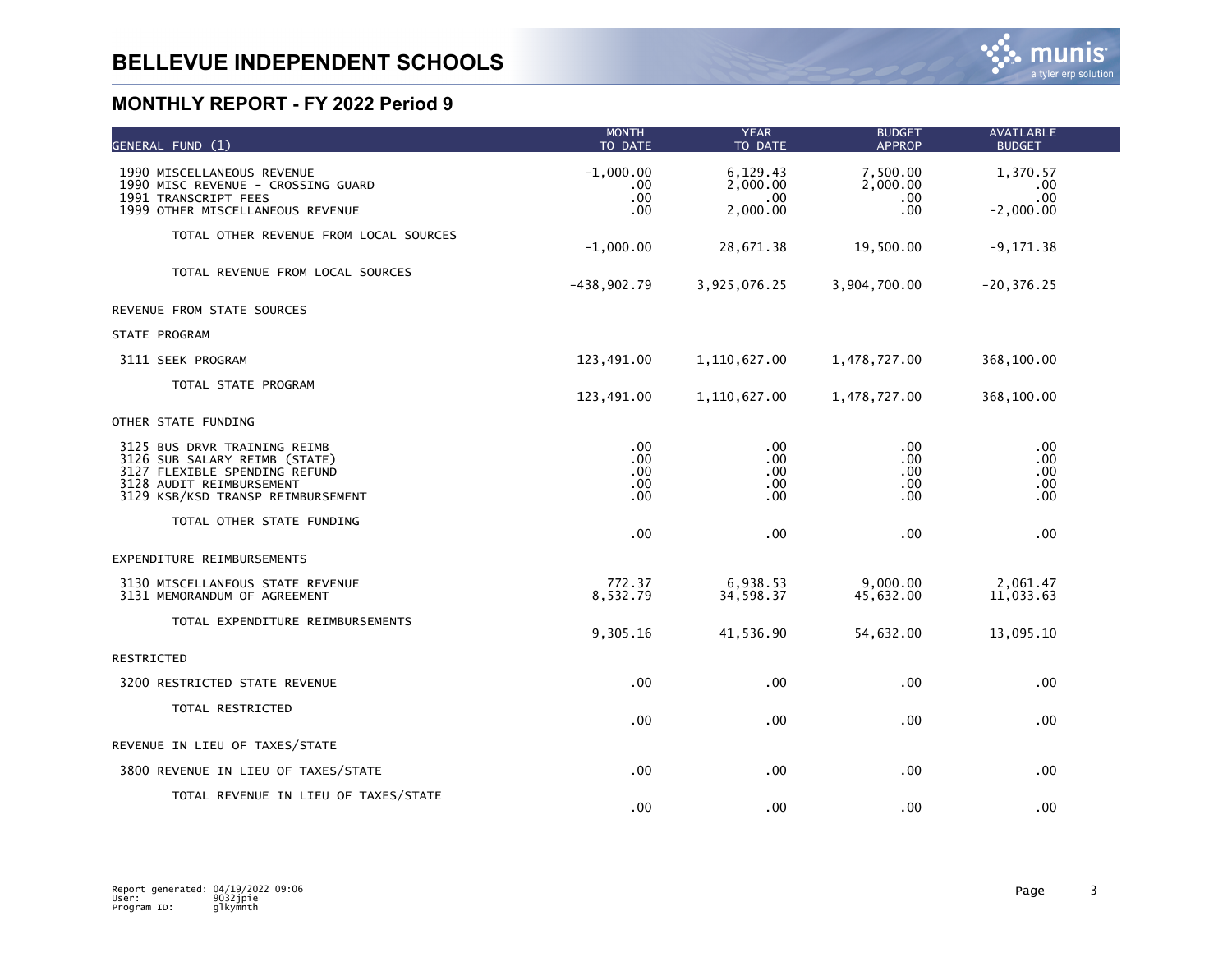# BELLEVUE INDEPENDENT SCHOOLS

## MONTHLY REPORT - FY 2022 Period 9

| GENERAL FUND (1) | MONTH TO DATE | YEAR TO DATE | BUDGET APPROP | AVAILABLE BUDGET |
|---|---|---|---|---|
| 1990 MISCELLANEOUS REVENUE | -1,000.00 | 6,129.43 | 7,500.00 | 1,370.57 |
| 1990 MISC REVENUE - CROSSING GUARD | .00 | 2,000.00 | 2,000.00 | .00 |
| 1991 TRANSCRIPT FEES | .00 | .00 | .00 | .00 |
| 1999 OTHER MISCELLANEOUS REVENUE | .00 | 2,000.00 | .00 | -2,000.00 |
| TOTAL OTHER REVENUE FROM LOCAL SOURCES | -1,000.00 | 28,671.38 | 19,500.00 | -9,171.38 |
| TOTAL REVENUE FROM LOCAL SOURCES | -438,902.79 | 3,925,076.25 | 3,904,700.00 | -20,376.25 |
| REVENUE FROM STATE SOURCES | | | | |
| STATE PROGRAM | | | | |
| 3111 SEEK PROGRAM | 123,491.00 | 1,110,627.00 | 1,478,727.00 | 368,100.00 |
| TOTAL STATE PROGRAM | 123,491.00 | 1,110,627.00 | 1,478,727.00 | 368,100.00 |
| OTHER STATE FUNDING | | | | |
| 3125 BUS DRVR TRAINING REIMB | .00 | .00 | .00 | .00 |
| 3126 SUB SALARY REIMB (STATE) | .00 | .00 | .00 | .00 |
| 3127 FLEXIBLE SPENDING REFUND | .00 | .00 | .00 | .00 |
| 3128 AUDIT REIMBURSEMENT | .00 | .00 | .00 | .00 |
| 3129 KSB/KSD TRANSP REIMBURSEMENT | .00 | .00 | .00 | .00 |
| TOTAL OTHER STATE FUNDING | .00 | .00 | .00 | .00 |
| EXPENDITURE REIMBURSEMENTS | | | | |
| 3130 MISCELLANEOUS STATE REVENUE | 772.37 | 6,938.53 | 9,000.00 | 2,061.47 |
| 3131 MEMORANDUM OF AGREEMENT | 8,532.79 | 34,598.37 | 45,632.00 | 11,033.63 |
| TOTAL EXPENDITURE REIMBURSEMENTS | 9,305.16 | 41,536.90 | 54,632.00 | 13,095.10 |
| RESTRICTED | | | | |
| 3200 RESTRICTED STATE REVENUE | .00 | .00 | .00 | .00 |
| TOTAL RESTRICTED | .00 | .00 | .00 | .00 |
| REVENUE IN LIEU OF TAXES/STATE | | | | |
| 3800 REVENUE IN LIEU OF TAXES/STATE | .00 | .00 | .00 | .00 |
| TOTAL REVENUE IN LIEU OF TAXES/STATE | .00 | .00 | .00 | .00 |

Report generated: 04/19/2022 09:06
User: 9032jpie
Program ID: glkymnth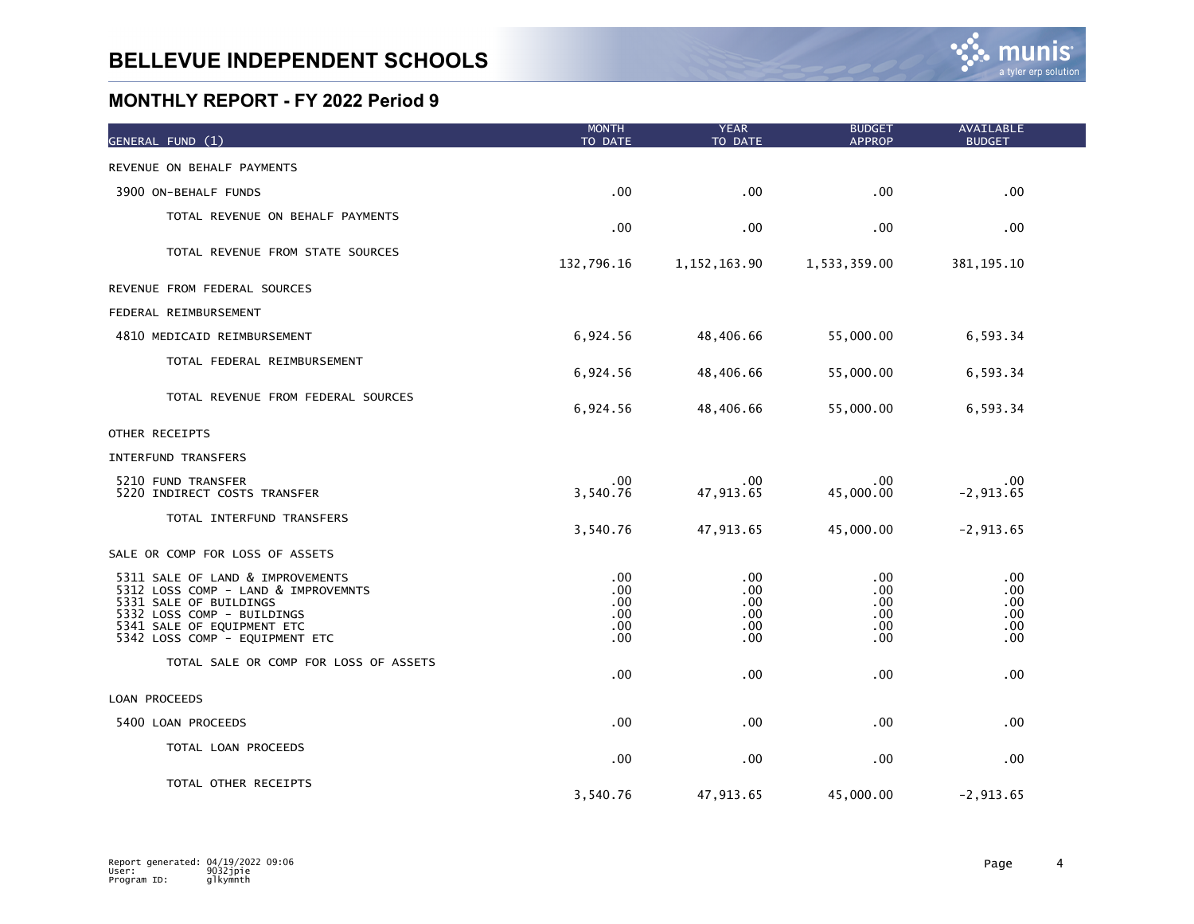# BELLEVUE INDEPENDENT SCHOOLS

## MONTHLY REPORT - FY 2022 Period 9

| GENERAL FUND (1) | MONTH TO DATE | YEAR TO DATE | BUDGET APPROP | AVAILABLE BUDGET |
|---|---|---|---|---|
| REVENUE ON BEHALF PAYMENTS | | | | |
| 3900 ON-BEHALF FUNDS | .00 | .00 | .00 | .00 |
| TOTAL REVENUE ON BEHALF PAYMENTS | .00 | .00 | .00 | .00 |
| TOTAL REVENUE FROM STATE SOURCES | 132,796.16 | 1,152,163.90 | 1,533,359.00 | 381,195.10 |
| REVENUE FROM FEDERAL SOURCES | | | | |
| FEDERAL REIMBURSEMENT | | | | |
| 4810 MEDICAID REIMBURSEMENT | 6,924.56 | 48,406.66 | 55,000.00 | 6,593.34 |
| TOTAL FEDERAL REIMBURSEMENT | 6,924.56 | 48,406.66 | 55,000.00 | 6,593.34 |
| TOTAL REVENUE FROM FEDERAL SOURCES | 6,924.56 | 48,406.66 | 55,000.00 | 6,593.34 |
| OTHER RECEIPTS | | | | |
| INTERFUND TRANSFERS | | | | |
| 5210 FUND TRANSFER | .00 | .00 | .00 | .00 |
| 5220 INDIRECT COSTS TRANSFER | 3,540.76 | 47,913.65 | 45,000.00 | -2,913.65 |
| TOTAL INTERFUND TRANSFERS | 3,540.76 | 47,913.65 | 45,000.00 | -2,913.65 |
| SALE OR COMP FOR LOSS OF ASSETS | | | | |
| 5311 SALE OF LAND & IMPROVEMENTS | .00 | .00 | .00 | .00 |
| 5312 LOSS COMP - LAND & IMPROVEMNTS | .00 | .00 | .00 | .00 |
| 5331 SALE OF BUILDINGS | .00 | .00 | .00 | .00 |
| 5332 LOSS COMP - BUILDINGS | .00 | .00 | .00 | .00 |
| 5341 SALE OF EQUIPMENT ETC | .00 | .00 | .00 | .00 |
| 5342 LOSS COMP - EQUIPMENT ETC | .00 | .00 | .00 | .00 |
| TOTAL SALE OR COMP FOR LOSS OF ASSETS | .00 | .00 | .00 | .00 |
| LOAN PROCEEDS | | | | |
| 5400 LOAN PROCEEDS | .00 | .00 | .00 | .00 |
| TOTAL LOAN PROCEEDS | .00 | .00 | .00 | .00 |
| TOTAL OTHER RECEIPTS | 3,540.76 | 47,913.65 | 45,000.00 | -2,913.65 |

Report generated: 04/19/2022 09:06
User: 9032jpie
Program ID: glkymnth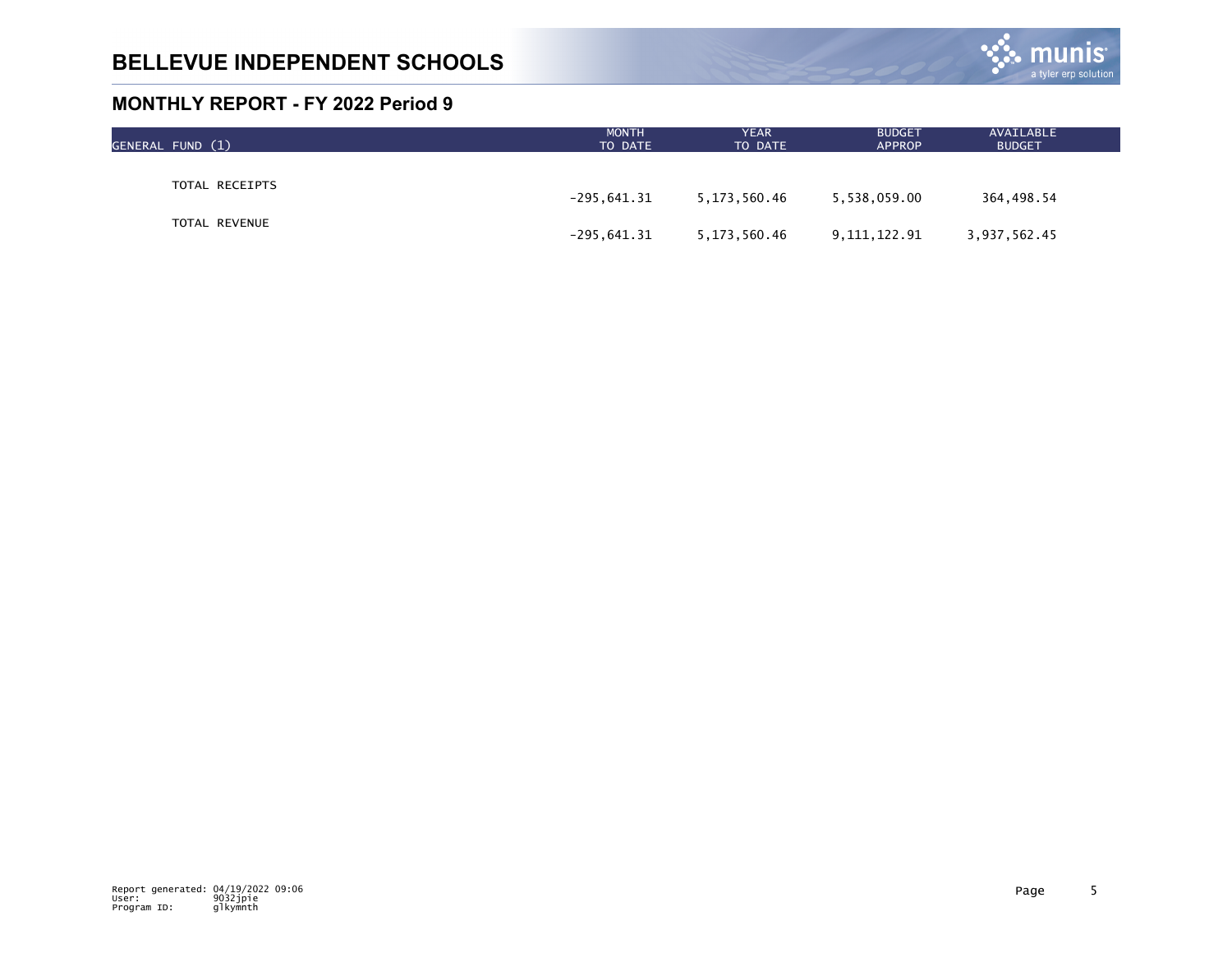# BELLEVUE INDEPENDENT SCHOOLS

## MONTHLY REPORT - FY 2022 Period 9

| GENERAL FUND (1) | MONTH TO DATE | YEAR TO DATE | BUDGET APPROP | AVAILABLE BUDGET |
|---|---|---|---|---|
| TOTAL RECEIPTS | -295,641.31 | 5,173,560.46 | 5,538,059.00 | 364,498.54 |
| TOTAL REVENUE | -295,641.31 | 5,173,560.46 | 9,111,122.91 | 3,937,562.45 |

Report generated: 04/19/2022 09:06
User: 9032jpie
Program ID: glkymnth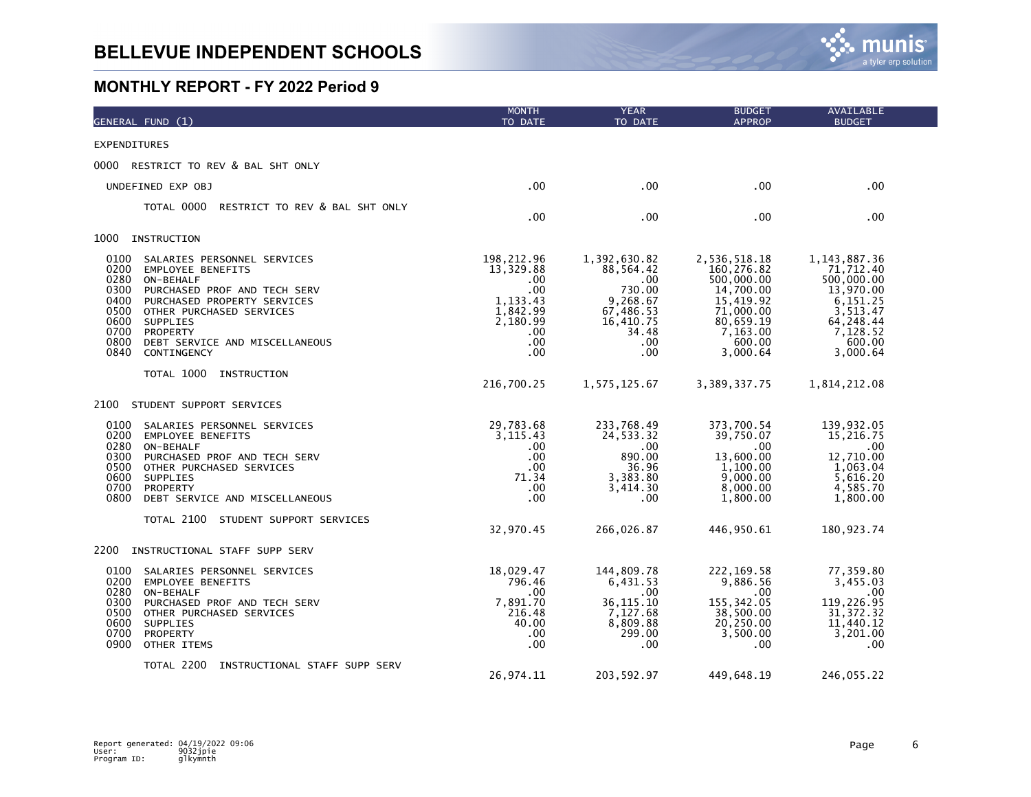# BELLEVUE INDEPENDENT SCHOOLS

## MONTHLY REPORT - FY 2022 Period 9

| GENERAL FUND (1) | MONTH TO DATE | YEAR TO DATE | BUDGET APPROP | AVAILABLE BUDGET |
|---|---|---|---|---|
| EXPENDITURES | | | | |
| 0000 RESTRICT TO REV & BAL SHT ONLY | | | | |
| UNDEFINED EXP OBJ | .00 | .00 | .00 | .00 |
| TOTAL 0000 RESTRICT TO REV & BAL SHT ONLY | .00 | .00 | .00 | .00 |
| 1000 INSTRUCTION | | | | |
| 0100 SALARIES PERSONNEL SERVICES | 198,212.96 | 1,392,630.82 | 2,536,518.18 | 1,143,887.36 |
| 0200 EMPLOYEE BENEFITS | 13,329.88 | 88,564.42 | 160,276.82 | 71,712.40 |
| 0280 ON-BEHALF | .00 | .00 | 500,000.00 | 500,000.00 |
| 0300 PURCHASED PROF AND TECH SERV | .00 | 730.00 | 14,700.00 | 13,970.00 |
| 0400 PURCHASED PROPERTY SERVICES | 1,133.43 | 9,268.67 | 15,419.92 | 6,151.25 |
| 0500 OTHER PURCHASED SERVICES | 1,842.99 | 67,486.53 | 71,000.00 | 3,513.47 |
| 0600 SUPPLIES | 2,180.99 | 16,410.75 | 80,659.19 | 64,248.44 |
| 0700 PROPERTY | .00 | 34.48 | 7,163.00 | 7,128.52 |
| 0800 DEBT SERVICE AND MISCELLANEOUS | .00 | .00 | 600.00 | 600.00 |
| 0840 CONTINGENCY | .00 | .00 | 3,000.64 | 3,000.64 |
| TOTAL 1000 INSTRUCTION | 216,700.25 | 1,575,125.67 | 3,389,337.75 | 1,814,212.08 |
| 2100 STUDENT SUPPORT SERVICES | | | | |
| 0100 SALARIES PERSONNEL SERVICES | 29,783.68 | 233,768.49 | 373,700.54 | 139,932.05 |
| 0200 EMPLOYEE BENEFITS | 3,115.43 | 24,533.32 | 39,750.07 | 15,216.75 |
| 0280 ON-BEHALF | .00 | .00 | .00 | .00 |
| 0300 PURCHASED PROF AND TECH SERV | .00 | 890.00 | 13,600.00 | 12,710.00 |
| 0500 OTHER PURCHASED SERVICES | .00 | 36.96 | 1,100.00 | 1,063.04 |
| 0600 SUPPLIES | 71.34 | 3,383.80 | 9,000.00 | 5,616.20 |
| 0700 PROPERTY | .00 | 3,414.30 | 8,000.00 | 4,585.70 |
| 0800 DEBT SERVICE AND MISCELLANEOUS | .00 | .00 | 1,800.00 | 1,800.00 |
| TOTAL 2100 STUDENT SUPPORT SERVICES | 32,970.45 | 266,026.87 | 446,950.61 | 180,923.74 |
| 2200 INSTRUCTIONAL STAFF SUPP SERV | | | | |
| 0100 SALARIES PERSONNEL SERVICES | 18,029.47 | 144,809.78 | 222,169.58 | 77,359.80 |
| 0200 EMPLOYEE BENEFITS | 796.46 | 6,431.53 | 9,886.56 | 3,455.03 |
| 0280 ON-BEHALF | .00 | .00 | .00 | .00 |
| 0300 PURCHASED PROF AND TECH SERV | 7,891.70 | 36,115.10 | 155,342.05 | 119,226.95 |
| 0500 OTHER PURCHASED SERVICES | 216.48 | 7,127.68 | 38,500.00 | 31,372.32 |
| 0600 SUPPLIES | 40.00 | 8,809.88 | 20,250.00 | 11,440.12 |
| 0700 PROPERTY | .00 | 299.00 | 3,500.00 | 3,201.00 |
| 0900 OTHER ITEMS | .00 | .00 | .00 | .00 |
| TOTAL 2200 INSTRUCTIONAL STAFF SUPP SERV | 26,974.11 | 203,592.97 | 449,648.19 | 246,055.22 |

Report generated: 04/19/2022 09:06
User: 9032jpie
Program ID: glkymnth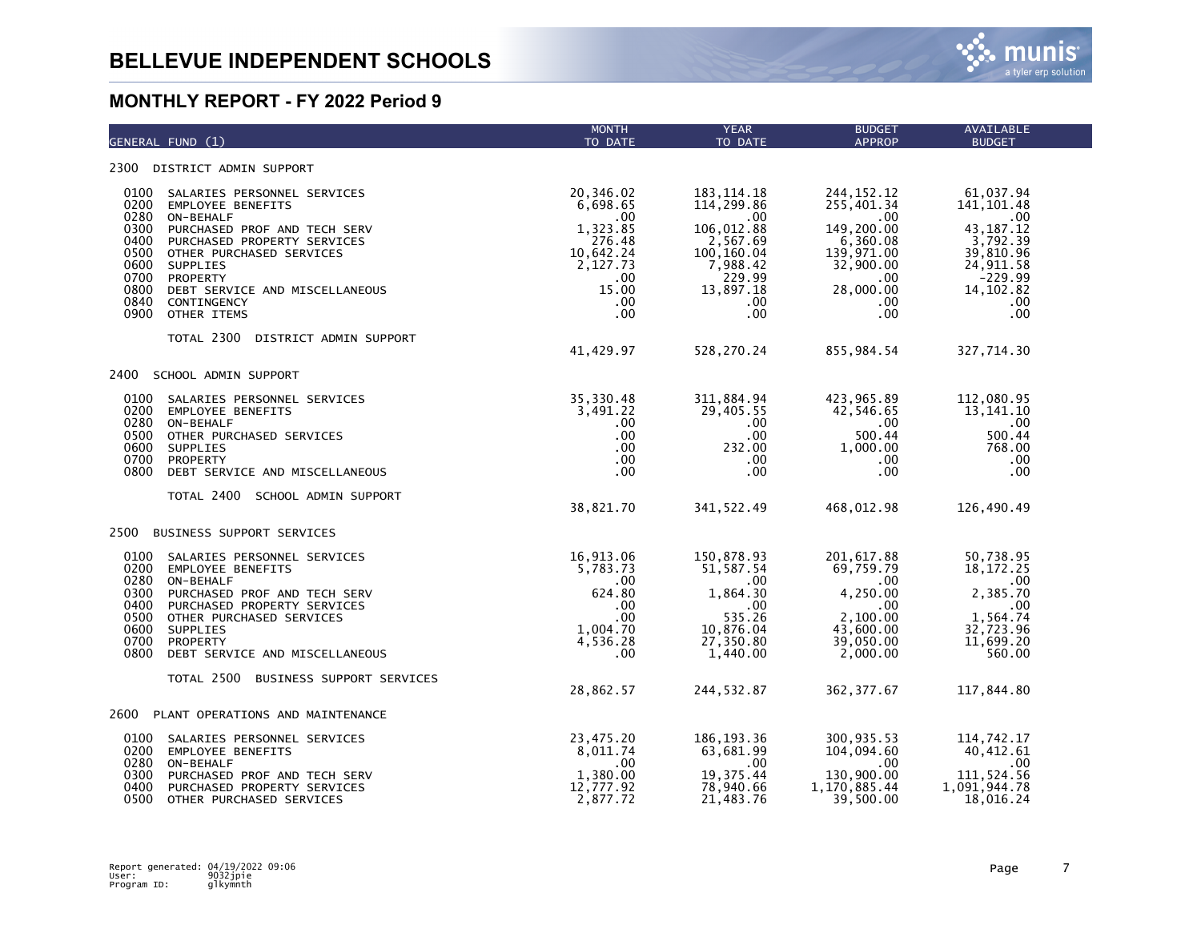# BELLEVUE INDEPENDENT SCHOOLS

## MONTHLY REPORT - FY 2022 Period 9

| GENERAL FUND (1) | MONTH TO DATE | YEAR TO DATE | BUDGET APPROP | AVAILABLE BUDGET |
|---|---|---|---|---|
| **2300 DISTRICT ADMIN SUPPORT** | | | | |
| 0100 SALARIES PERSONNEL SERVICES | 20,346.02 | 183,114.18 | 244,152.12 | 61,037.94 |
| 0200 EMPLOYEE BENEFITS | 6,698.65 | 114,299.86 | 255,401.34 | 141,101.48 |
| 0280 ON-BEHALF | .00 | .00 | .00 | .00 |
| 0300 PURCHASED PROF AND TECH SERV | 1,323.85 | 106,012.88 | 149,200.00 | 43,187.12 |
| 0400 PURCHASED PROPERTY SERVICES | 276.48 | 2,567.69 | 6,360.08 | 3,792.39 |
| 0500 OTHER PURCHASED SERVICES | 10,642.24 | 100,160.04 | 139,971.00 | 39,810.96 |
| 0600 SUPPLIES | 2,127.73 | 7,988.42 | 32,900.00 | 24,911.58 |
| 0700 PROPERTY | .00 | 229.99 | .00 | -229.99 |
| 0800 DEBT SERVICE AND MISCELLANEOUS | 15.00 | 13,897.18 | 28,000.00 | 14,102.82 |
| 0840 CONTINGENCY | .00 | .00 | .00 | .00 |
| 0900 OTHER ITEMS | .00 | .00 | .00 | .00 |
| TOTAL 2300 DISTRICT ADMIN SUPPORT | 41,429.97 | 528,270.24 | 855,984.54 | 327,714.30 |
| **2400 SCHOOL ADMIN SUPPORT** | | | | |
| 0100 SALARIES PERSONNEL SERVICES | 35,330.48 | 311,884.94 | 423,965.89 | 112,080.95 |
| 0200 EMPLOYEE BENEFITS | 3,491.22 | 29,405.55 | 42,546.65 | 13,141.10 |
| 0280 ON-BEHALF | .00 | .00 | .00 | .00 |
| 0500 OTHER PURCHASED SERVICES | .00 | .00 | 500.44 | 500.44 |
| 0600 SUPPLIES | .00 | 232.00 | 1,000.00 | 768.00 |
| 0700 PROPERTY | .00 | .00 | .00 | .00 |
| 0800 DEBT SERVICE AND MISCELLANEOUS | .00 | .00 | .00 | .00 |
| TOTAL 2400 SCHOOL ADMIN SUPPORT | 38,821.70 | 341,522.49 | 468,012.98 | 126,490.49 |
| **2500 BUSINESS SUPPORT SERVICES** | | | | |
| 0100 SALARIES PERSONNEL SERVICES | 16,913.06 | 150,878.93 | 201,617.88 | 50,738.95 |
| 0200 EMPLOYEE BENEFITS | 5,783.73 | 51,587.54 | 69,759.79 | 18,172.25 |
| 0280 ON-BEHALF | .00 | .00 | .00 | .00 |
| 0300 PURCHASED PROF AND TECH SERV | 624.80 | 1,864.30 | 4,250.00 | 2,385.70 |
| 0400 PURCHASED PROPERTY SERVICES | .00 | .00 | .00 | .00 |
| 0500 OTHER PURCHASED SERVICES | .00 | 535.26 | 2,100.00 | 1,564.74 |
| 0600 SUPPLIES | 1,004.70 | 10,876.04 | 43,600.00 | 32,723.96 |
| 0700 PROPERTY | 4,536.28 | 27,350.80 | 39,050.00 | 11,699.20 |
| 0800 DEBT SERVICE AND MISCELLANEOUS | .00 | 1,440.00 | 2,000.00 | 560.00 |
| TOTAL 2500 BUSINESS SUPPORT SERVICES | 28,862.57 | 244,532.87 | 362,377.67 | 117,844.80 |
| **2600 PLANT OPERATIONS AND MAINTENANCE** | | | | |
| 0100 SALARIES PERSONNEL SERVICES | 23,475.20 | 186,193.36 | 300,935.53 | 114,742.17 |
| 0200 EMPLOYEE BENEFITS | 8,011.74 | 63,681.99 | 104,094.60 | 40,412.61 |
| 0280 ON-BEHALF | .00 | .00 | .00 | .00 |
| 0300 PURCHASED PROF AND TECH SERV | 1,380.00 | 19,375.44 | 130,900.00 | 111,524.56 |
| 0400 PURCHASED PROPERTY SERVICES | 12,777.92 | 78,940.66 | 1,170,885.44 | 1,091,944.78 |
| 0500 OTHER PURCHASED SERVICES | 2,877.72 | 21,483.76 | 39,500.00 | 18,016.24 |

Report generated: 04/19/2022 09:06
User: 9032jpie
Program ID: glkymnth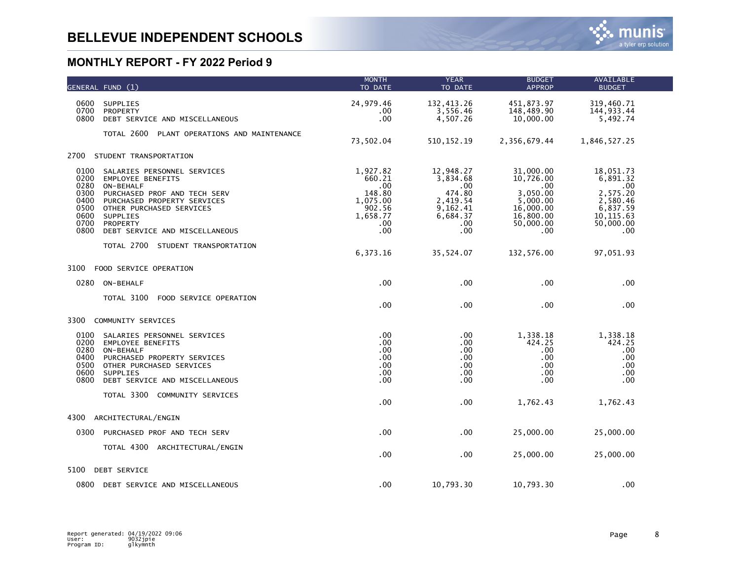# BELLEVUE INDEPENDENT SCHOOLS

## MONTHLY REPORT - FY 2022 Period 9

| GENERAL FUND (1) | MONTH TO DATE | YEAR TO DATE | BUDGET APPROP | AVAILABLE BUDGET |
|---|---|---|---|---|
| 0600 SUPPLIES | 24,979.46 | 132,413.26 | 451,873.97 | 319,460.71 |
| 0700 PROPERTY | .00 | 3,556.46 | 148,489.90 | 144,933.44 |
| 0800 DEBT SERVICE AND MISCELLANEOUS | .00 | 4,507.26 | 10,000.00 | 5,492.74 |
| TOTAL 2600 PLANT OPERATIONS AND MAINTENANCE | 73,502.04 | 510,152.19 | 2,356,679.44 | 1,846,527.25 |
| **2700 STUDENT TRANSPORTATION** | | | | |
| 0100 SALARIES PERSONNEL SERVICES | 1,927.82 | 12,948.27 | 31,000.00 | 18,051.73 |
| 0200 EMPLOYEE BENEFITS | 660.21 | 3,834.68 | 10,726.00 | 6,891.32 |
| 0280 ON-BEHALF | .00 | .00 | .00 | .00 |
| 0300 PURCHASED PROF AND TECH SERV | 148.80 | 474.80 | 3,050.00 | 2,575.20 |
| 0400 PURCHASED PROPERTY SERVICES | 1,075.00 | 2,419.54 | 5,000.00 | 2,580.46 |
| 0500 OTHER PURCHASED SERVICES | 902.56 | 9,162.41 | 16,000.00 | 6,837.59 |
| 0600 SUPPLIES | 1,658.77 | 6,684.37 | 16,800.00 | 10,115.63 |
| 0700 PROPERTY | .00 | .00 | 50,000.00 | 50,000.00 |
| 0800 DEBT SERVICE AND MISCELLANEOUS | .00 | .00 | .00 | .00 |
| TOTAL 2700 STUDENT TRANSPORTATION | 6,373.16 | 35,524.07 | 132,576.00 | 97,051.93 |
| **3100 FOOD SERVICE OPERATION** | | | | |
| 0280 ON-BEHALF | .00 | .00 | .00 | .00 |
| TOTAL 3100 FOOD SERVICE OPERATION | .00 | .00 | .00 | .00 |
| **3300 COMMUNITY SERVICES** | | | | |
| 0100 SALARIES PERSONNEL SERVICES | .00 | .00 | 1,338.18 | 1,338.18 |
| 0200 EMPLOYEE BENEFITS | .00 | .00 | 424.25 | 424.25 |
| 0280 ON-BEHALF | .00 | .00 | .00 | .00 |
| 0400 PURCHASED PROPERTY SERVICES | .00 | .00 | .00 | .00 |
| 0500 OTHER PURCHASED SERVICES | .00 | .00 | .00 | .00 |
| 0600 SUPPLIES | .00 | .00 | .00 | .00 |
| 0800 DEBT SERVICE AND MISCELLANEOUS | .00 | .00 | .00 | .00 |
| TOTAL 3300 COMMUNITY SERVICES | .00 | .00 | 1,762.43 | 1,762.43 |
| **4300 ARCHITECTURAL/ENGIN** | | | | |
| 0300 PURCHASED PROF AND TECH SERV | .00 | .00 | 25,000.00 | 25,000.00 |
| TOTAL 4300 ARCHITECTURAL/ENGIN | .00 | .00 | 25,000.00 | 25,000.00 |
| **5100 DEBT SERVICE** | | | | |
| 0800 DEBT SERVICE AND MISCELLANEOUS | .00 | 10,793.30 | 10,793.30 | .00 |

Report generated: 04/19/2022 09:06
User: 9032jpie
Program ID: glkymnth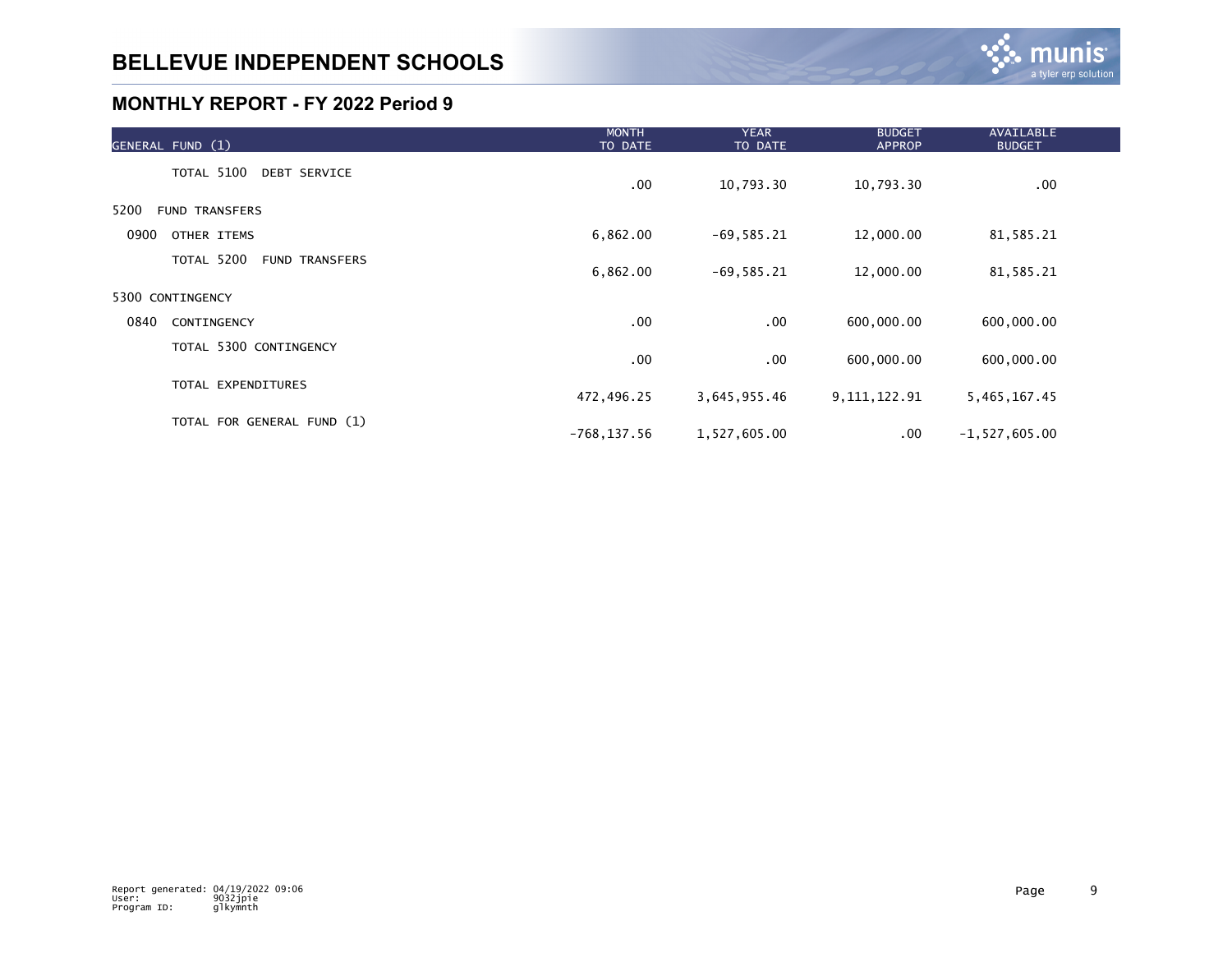# BELLEVUE INDEPENDENT SCHOOLS

## MONTHLY REPORT - FY 2022 Period 9

| GENERAL FUND (1) | MONTH TO DATE | YEAR TO DATE | BUDGET APPROP | AVAILABLE BUDGET |
|---|---|---|---|---|
| TOTAL 5100 DEBT SERVICE | .00 | 10,793.30 | 10,793.30 | .00 |
| 5200 FUND TRANSFERS | | | | |
| 0900 OTHER ITEMS | 6,862.00 | -69,585.21 | 12,000.00 | 81,585.21 |
| TOTAL 5200 FUND TRANSFERS | 6,862.00 | -69,585.21 | 12,000.00 | 81,585.21 |
| 5300 CONTINGENCY | | | | |
| 0840 CONTINGENCY | .00 | .00 | 600,000.00 | 600,000.00 |
| TOTAL 5300 CONTINGENCY | .00 | .00 | 600,000.00 | 600,000.00 |
| TOTAL EXPENDITURES | 472,496.25 | 3,645,955.46 | 9,111,122.91 | 5,465,167.45 |
| TOTAL FOR GENERAL FUND (1) | -768,137.56 | 1,527,605.00 | .00 | -1,527,605.00 |

Report generated: 04/19/2022 09:06
User: 9032jpie
Program ID: glkymnth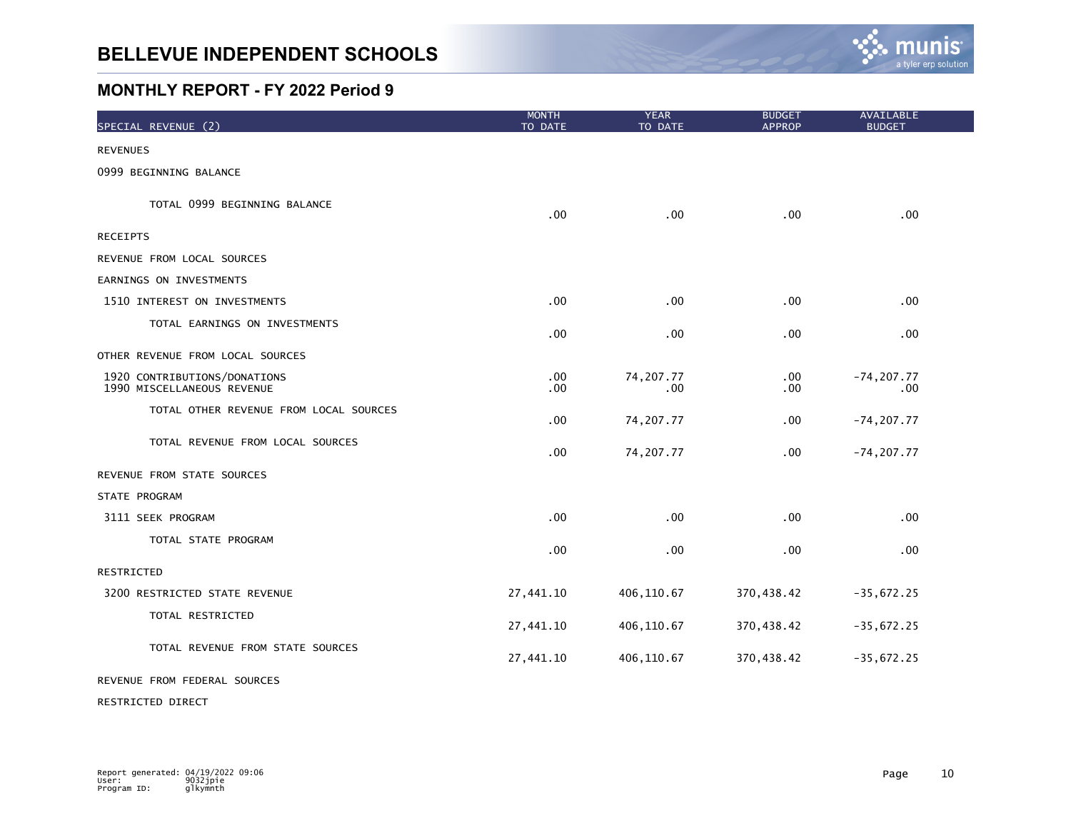# BELLEVUE INDEPENDENT SCHOOLS

## MONTHLY REPORT - FY 2022 Period 9

| SPECIAL REVENUE (2) | MONTH TO DATE | YEAR TO DATE | BUDGET APPROP | AVAILABLE BUDGET |
|---|---|---|---|---|
| REVENUES | | | | |
| 0999 BEGINNING BALANCE | | | | |
| TOTAL 0999 BEGINNING BALANCE | .00 | .00 | .00 | .00 |
| RECEIPTS | | | | |
| REVENUE FROM LOCAL SOURCES | | | | |
| EARNINGS ON INVESTMENTS | | | | |
| 1510 INTEREST ON INVESTMENTS | .00 | .00 | .00 | .00 |
| TOTAL EARNINGS ON INVESTMENTS | .00 | .00 | .00 | .00 |
| OTHER REVENUE FROM LOCAL SOURCES | | | | |
| 1920 CONTRIBUTIONS/DONATIONS | .00 | 74,207.77 | .00 | -74,207.77 |
| 1990 MISCELLANEOUS REVENUE | .00 | .00 | .00 | .00 |
| TOTAL OTHER REVENUE FROM LOCAL SOURCES | .00 | 74,207.77 | .00 | -74,207.77 |
| TOTAL REVENUE FROM LOCAL SOURCES | .00 | 74,207.77 | .00 | -74,207.77 |
| REVENUE FROM STATE SOURCES | | | | |
| STATE PROGRAM | | | | |
| 3111 SEEK PROGRAM | .00 | .00 | .00 | .00 |
| TOTAL STATE PROGRAM | .00 | .00 | .00 | .00 |
| RESTRICTED | | | | |
| 3200 RESTRICTED STATE REVENUE | 27,441.10 | 406,110.67 | 370,438.42 | -35,672.25 |
| TOTAL RESTRICTED | 27,441.10 | 406,110.67 | 370,438.42 | -35,672.25 |
| TOTAL REVENUE FROM STATE SOURCES | 27,441.10 | 406,110.67 | 370,438.42 | -35,672.25 |
| REVENUE FROM FEDERAL SOURCES | | | | |
| RESTRICTED DIRECT | | | | |

Report generated: 04/19/2022 09:06
User: 9032jpie
Program ID: glkymnth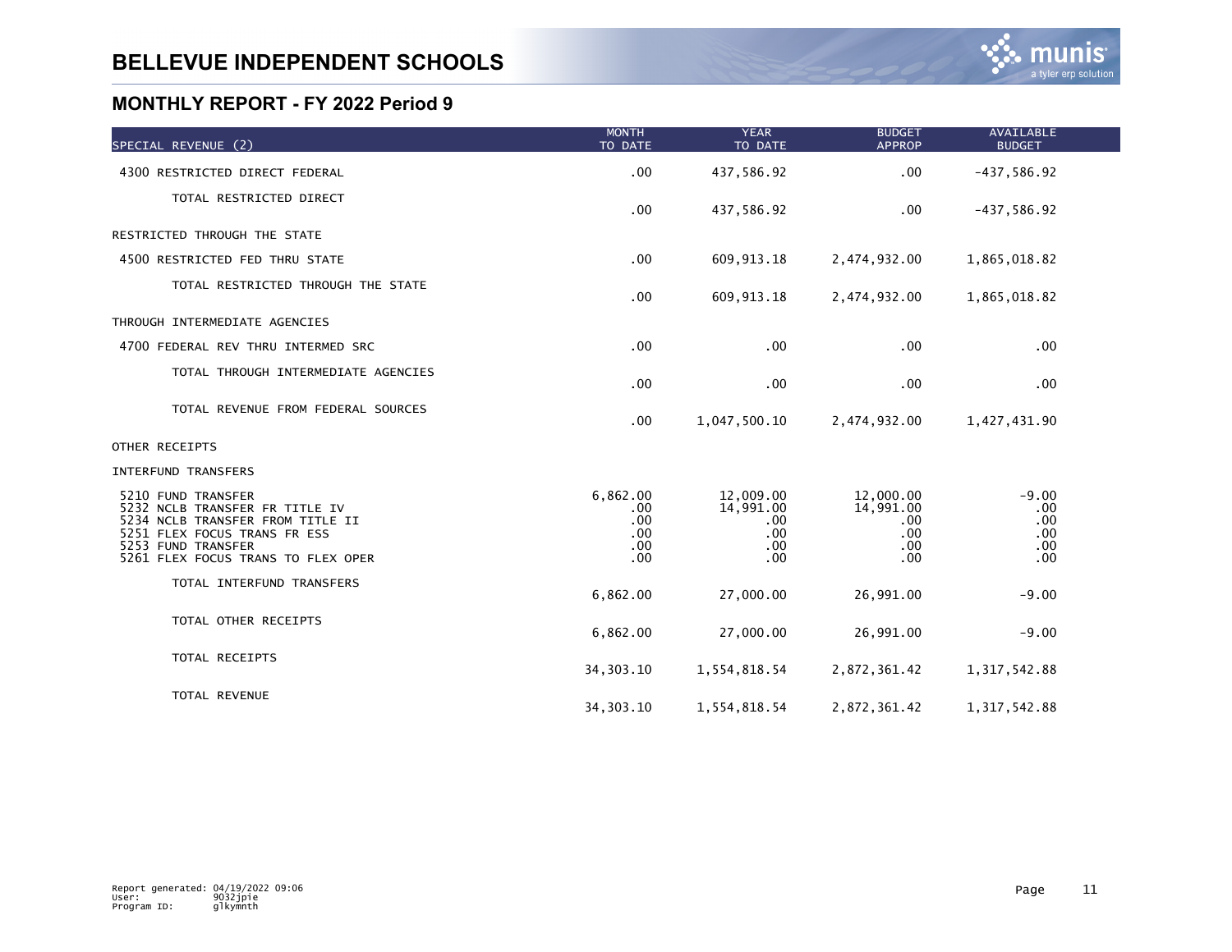# BELLEVUE INDEPENDENT SCHOOLS

## MONTHLY REPORT - FY 2022 Period 9

| SPECIAL REVENUE (2) | MONTH TO DATE | YEAR TO DATE | BUDGET APPROP | AVAILABLE BUDGET |
|---|---|---|---|---|
| 4300 RESTRICTED DIRECT FEDERAL | .00 | 437,586.92 | .00 | -437,586.92 |
| TOTAL RESTRICTED DIRECT | .00 | 437,586.92 | .00 | -437,586.92 |
| RESTRICTED THROUGH THE STATE | | | | |
| 4500 RESTRICTED FED THRU STATE | .00 | 609,913.18 | 2,474,932.00 | 1,865,018.82 |
| TOTAL RESTRICTED THROUGH THE STATE | .00 | 609,913.18 | 2,474,932.00 | 1,865,018.82 |
| THROUGH INTERMEDIATE AGENCIES | | | | |
| 4700 FEDERAL REV THRU INTERMED SRC | .00 | .00 | .00 | .00 |
| TOTAL THROUGH INTERMEDIATE AGENCIES | .00 | .00 | .00 | .00 |
| TOTAL REVENUE FROM FEDERAL SOURCES | .00 | 1,047,500.10 | 2,474,932.00 | 1,427,431.90 |
| OTHER RECEIPTS | | | | |
| INTERFUND TRANSFERS | | | | |
| 5210 FUND TRANSFER | 6,862.00 | 12,009.00 | 12,000.00 | -9.00 |
| 5232 NCLB TRANSFER FR TITLE IV | .00 | 14,991.00 | 14,991.00 | .00 |
| 5234 NCLB TRANSFER FROM TITLE II | .00 | .00 | .00 | .00 |
| 5251 FLEX FOCUS TRANS FR ESS | .00 | .00 | .00 | .00 |
| 5253 FUND TRANSFER | .00 | .00 | .00 | .00 |
| 5261 FLEX FOCUS TRANS TO FLEX OPER | .00 | .00 | .00 | .00 |
| TOTAL INTERFUND TRANSFERS | 6,862.00 | 27,000.00 | 26,991.00 | -9.00 |
| TOTAL OTHER RECEIPTS | 6,862.00 | 27,000.00 | 26,991.00 | -9.00 |
| TOTAL RECEIPTS | 34,303.10 | 1,554,818.54 | 2,872,361.42 | 1,317,542.88 |
| TOTAL REVENUE | 34,303.10 | 1,554,818.54 | 2,872,361.42 | 1,317,542.88 |

Report generated: 04/19/2022 09:06
User: 9032jpie
Program ID: glkymnth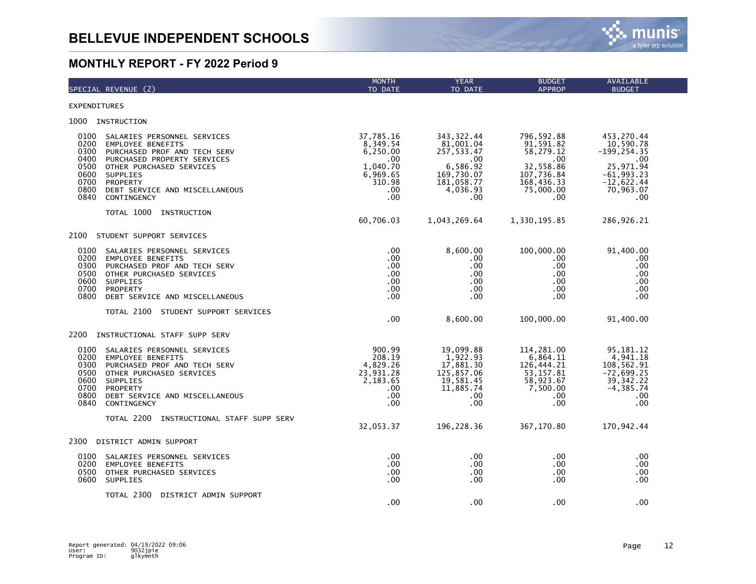# BELLEVUE INDEPENDENT SCHOOLS

## MONTHLY REPORT - FY 2022 Period 9

| SPECIAL REVENUE (2) | MONTH TO DATE | YEAR TO DATE | BUDGET APPROP | AVAILABLE BUDGET |
|---|---|---|---|---|
| EXPENDITURES | | | | |
| 1000 INSTRUCTION | | | | |
| 0100 SALARIES PERSONNEL SERVICES | 37,785.16 | 343,322.44 | 796,592.88 | 453,270.44 |
| 0200 EMPLOYEE BENEFITS | 8,349.54 | 81,001.04 | 91,591.82 | 10,590.78 |
| 0300 PURCHASED PROF AND TECH SERV | 6,250.00 | 257,533.47 | 58,279.12 | -199,254.35 |
| 0400 PURCHASED PROPERTY SERVICES | .00 | .00 | .00 | .00 |
| 0500 OTHER PURCHASED SERVICES | 1,040.70 | 6,586.92 | 32,558.86 | 25,971.94 |
| 0600 SUPPLIES | 6,969.65 | 169,730.07 | 107,736.84 | -61,993.23 |
| 0700 PROPERTY | 310.98 | 181,058.77 | 168,436.33 | -12,622.44 |
| 0800 DEBT SERVICE AND MISCELLANEOUS | .00 | 4,036.93 | 75,000.00 | 70,963.07 |
| 0840 CONTINGENCY | .00 | .00 | .00 | .00 |
| TOTAL 1000 INSTRUCTION | 60,706.03 | 1,043,269.64 | 1,330,195.85 | 286,926.21 |
| 2100 STUDENT SUPPORT SERVICES | | | | |
| 0100 SALARIES PERSONNEL SERVICES | .00 | 8,600.00 | 100,000.00 | 91,400.00 |
| 0200 EMPLOYEE BENEFITS | .00 | .00 | .00 | .00 |
| 0300 PURCHASED PROF AND TECH SERV | .00 | .00 | .00 | .00 |
| 0500 OTHER PURCHASED SERVICES | .00 | .00 | .00 | .00 |
| 0600 SUPPLIES | .00 | .00 | .00 | .00 |
| 0700 PROPERTY | .00 | .00 | .00 | .00 |
| 0800 DEBT SERVICE AND MISCELLANEOUS | .00 | .00 | .00 | .00 |
| TOTAL 2100 STUDENT SUPPORT SERVICES | .00 | 8,600.00 | 100,000.00 | 91,400.00 |
| 2200 INSTRUCTIONAL STAFF SUPP SERV | | | | |
| 0100 SALARIES PERSONNEL SERVICES | 900.99 | 19,099.88 | 114,281.00 | 95,181.12 |
| 0200 EMPLOYEE BENEFITS | 208.19 | 1,922.93 | 6,864.11 | 4,941.18 |
| 0300 PURCHASED PROF AND TECH SERV | 4,829.26 | 17,881.30 | 126,444.21 | 108,562.91 |
| 0500 OTHER PURCHASED SERVICES | 23,931.28 | 125,857.06 | 53,157.81 | -72,699.25 |
| 0600 SUPPLIES | 2,183.65 | 19,581.45 | 58,923.67 | 39,342.22 |
| 0700 PROPERTY | .00 | 11,885.74 | 7,500.00 | -4,385.74 |
| 0800 DEBT SERVICE AND MISCELLANEOUS | .00 | .00 | .00 | .00 |
| 0840 CONTINGENCY | .00 | .00 | .00 | .00 |
| TOTAL 2200 INSTRUCTIONAL STAFF SUPP SERV | 32,053.37 | 196,228.36 | 367,170.80 | 170,942.44 |
| 2300 DISTRICT ADMIN SUPPORT | | | | |
| 0100 SALARIES PERSONNEL SERVICES | .00 | .00 | .00 | .00 |
| 0200 EMPLOYEE BENEFITS | .00 | .00 | .00 | .00 |
| 0500 OTHER PURCHASED SERVICES | .00 | .00 | .00 | .00 |
| 0600 SUPPLIES | .00 | .00 | .00 | .00 |
| TOTAL 2300 DISTRICT ADMIN SUPPORT | .00 | .00 | .00 | .00 |

Report generated: 04/19/2022 09:06
User: 9032jpie
Program ID: glkymnth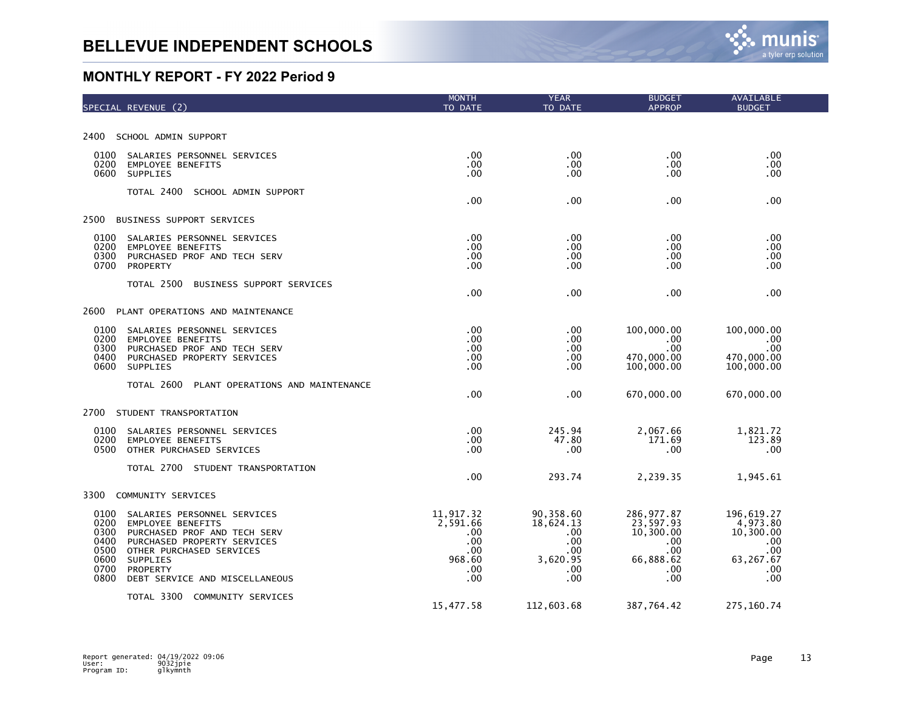# BELLEVUE INDEPENDENT SCHOOLS

## MONTHLY REPORT - FY 2022 Period 9

| SPECIAL REVENUE (2) | MONTH TO DATE | YEAR TO DATE | BUDGET APPROP | AVAILABLE BUDGET |
|---|---|---|---|---|
| **2400 SCHOOL ADMIN SUPPORT** | | | | |
| 0100 SALARIES PERSONNEL SERVICES | .00 | .00 | .00 | .00 |
| 0200 EMPLOYEE BENEFITS | .00 | .00 | .00 | .00 |
| 0600 SUPPLIES | .00 | .00 | .00 | .00 |
| TOTAL 2400 SCHOOL ADMIN SUPPORT | .00 | .00 | .00 | .00 |
| **2500 BUSINESS SUPPORT SERVICES** | | | | |
| 0100 SALARIES PERSONNEL SERVICES | .00 | .00 | .00 | .00 |
| 0200 EMPLOYEE BENEFITS | .00 | .00 | .00 | .00 |
| 0300 PURCHASED PROF AND TECH SERV | .00 | .00 | .00 | .00 |
| 0700 PROPERTY | .00 | .00 | .00 | .00 |
| TOTAL 2500 BUSINESS SUPPORT SERVICES | .00 | .00 | .00 | .00 |
| **2600 PLANT OPERATIONS AND MAINTENANCE** | | | | |
| 0100 SALARIES PERSONNEL SERVICES | .00 | .00 | 100,000.00 | 100,000.00 |
| 0200 EMPLOYEE BENEFITS | .00 | .00 | .00 | .00 |
| 0300 PURCHASED PROF AND TECH SERV | .00 | .00 | .00 | .00 |
| 0400 PURCHASED PROPERTY SERVICES | .00 | .00 | 470,000.00 | 470,000.00 |
| 0600 SUPPLIES | .00 | .00 | 100,000.00 | 100,000.00 |
| TOTAL 2600 PLANT OPERATIONS AND MAINTENANCE | .00 | .00 | 670,000.00 | 670,000.00 |
| **2700 STUDENT TRANSPORTATION** | | | | |
| 0100 SALARIES PERSONNEL SERVICES | .00 | 245.94 | 2,067.66 | 1,821.72 |
| 0200 EMPLOYEE BENEFITS | .00 | 47.80 | 171.69 | 123.89 |
| 0500 OTHER PURCHASED SERVICES | .00 | .00 | .00 | .00 |
| TOTAL 2700 STUDENT TRANSPORTATION | .00 | 293.74 | 2,239.35 | 1,945.61 |
| **3300 COMMUNITY SERVICES** | | | | |
| 0100 SALARIES PERSONNEL SERVICES | 11,917.32 | 90,358.60 | 286,977.87 | 196,619.27 |
| 0200 EMPLOYEE BENEFITS | 2,591.66 | 18,624.13 | 23,597.93 | 4,973.80 |
| 0300 PURCHASED PROF AND TECH SERV | .00 | .00 | 10,300.00 | 10,300.00 |
| 0400 PURCHASED PROPERTY SERVICES | .00 | .00 | .00 | .00 |
| 0500 OTHER PURCHASED SERVICES | .00 | .00 | .00 | .00 |
| 0600 SUPPLIES | 968.60 | 3,620.95 | 66,888.62 | 63,267.67 |
| 0700 PROPERTY | .00 | .00 | .00 | .00 |
| 0800 DEBT SERVICE AND MISCELLANEOUS | .00 | .00 | .00 | .00 |
| TOTAL 3300 COMMUNITY SERVICES | 15,477.58 | 112,603.68 | 387,764.42 | 275,160.74 |

Report generated: 04/19/2022 09:06
User: 9032jpie
Program ID: glkymnth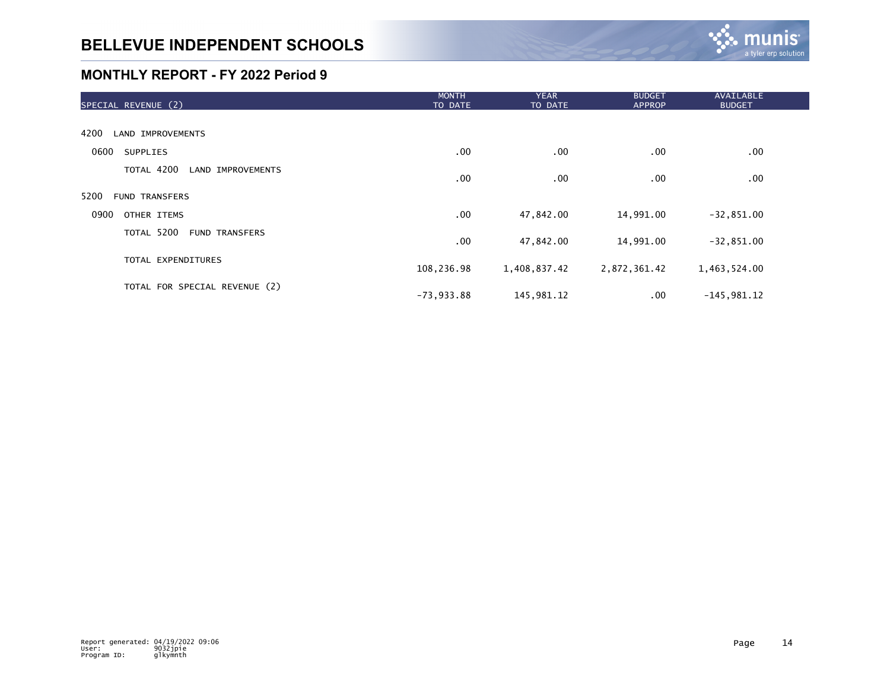# BELLEVUE INDEPENDENT SCHOOLS

## MONTHLY REPORT - FY 2022 Period 9

| SPECIAL REVENUE (2) | MONTH TO DATE | YEAR TO DATE | BUDGET APPROP | AVAILABLE BUDGET |
|---|---|---|---|---|
| 4200 LAND IMPROVEMENTS | | | | |
| 0600 SUPPLIES | .00 | .00 | .00 | .00 |
| TOTAL 4200 LAND IMPROVEMENTS | .00 | .00 | .00 | .00 |
| 5200 FUND TRANSFERS | | | | |
| 0900 OTHER ITEMS | .00 | 47,842.00 | 14,991.00 | -32,851.00 |
| TOTAL 5200 FUND TRANSFERS | .00 | 47,842.00 | 14,991.00 | -32,851.00 |
| TOTAL EXPENDITURES | 108,236.98 | 1,408,837.42 | 2,872,361.42 | 1,463,524.00 |
| TOTAL FOR SPECIAL REVENUE (2) | -73,933.88 | 145,981.12 | .00 | -145,981.12 |

Report generated: 04/19/2022 09:06
User: 9032jpie
Program ID: glkymnth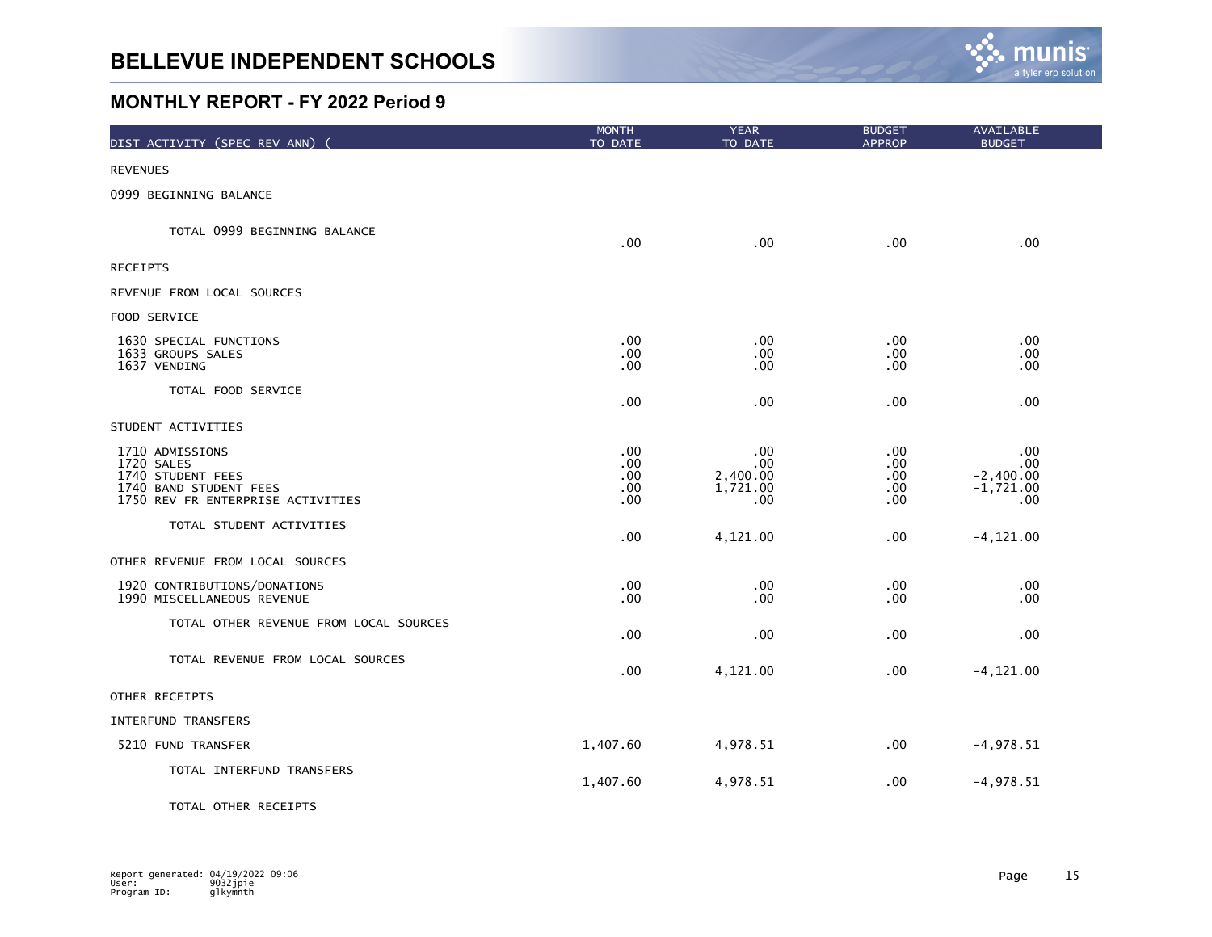# BELLEVUE INDEPENDENT SCHOOLS

## MONTHLY REPORT - FY 2022 Period 9

| DIST ACTIVITY (SPEC REV ANN) ( | MONTH TO DATE | YEAR TO DATE | BUDGET APPROP | AVAILABLE BUDGET |
|---|---|---|---|---|
| REVENUES | | | | |
| 0999 BEGINNING BALANCE | | | | |
| TOTAL 0999 BEGINNING BALANCE | .00 | .00 | .00 | .00 |
| RECEIPTS | | | | |
| REVENUE FROM LOCAL SOURCES | | | | |
| FOOD SERVICE | | | | |
| 1630 SPECIAL FUNCTIONS | .00 | .00 | .00 | .00 |
| 1633 GROUPS SALES | .00 | .00 | .00 | .00 |
| 1637 VENDING | .00 | .00 | .00 | .00 |
| TOTAL FOOD SERVICE | .00 | .00 | .00 | .00 |
| STUDENT ACTIVITIES | | | | |
| 1710 ADMISSIONS | .00 | .00 | .00 | .00 |
| 1720 SALES | .00 | .00 | .00 | .00 |
| 1740 STUDENT FEES | .00 | 2,400.00 | .00 | -2,400.00 |
| 1740 BAND STUDENT FEES | .00 | 1,721.00 | .00 | -1,721.00 |
| 1750 REV FR ENTERPRISE ACTIVITIES | .00 | .00 | .00 | .00 |
| TOTAL STUDENT ACTIVITIES | .00 | 4,121.00 | .00 | -4,121.00 |
| OTHER REVENUE FROM LOCAL SOURCES | | | | |
| 1920 CONTRIBUTIONS/DONATIONS | .00 | .00 | .00 | .00 |
| 1990 MISCELLANEOUS REVENUE | .00 | .00 | .00 | .00 |
| TOTAL OTHER REVENUE FROM LOCAL SOURCES | .00 | .00 | .00 | .00 |
| TOTAL REVENUE FROM LOCAL SOURCES | .00 | 4,121.00 | .00 | -4,121.00 |
| OTHER RECEIPTS | | | | |
| INTERFUND TRANSFERS | | | | |
| 5210 FUND TRANSFER | 1,407.60 | 4,978.51 | .00 | -4,978.51 |
| TOTAL INTERFUND TRANSFERS | 1,407.60 | 4,978.51 | .00 | -4,978.51 |
| TOTAL OTHER RECEIPTS | | | | |

Report generated: 04/19/2022 09:06
User: 9032jpie
Program ID: glkymnth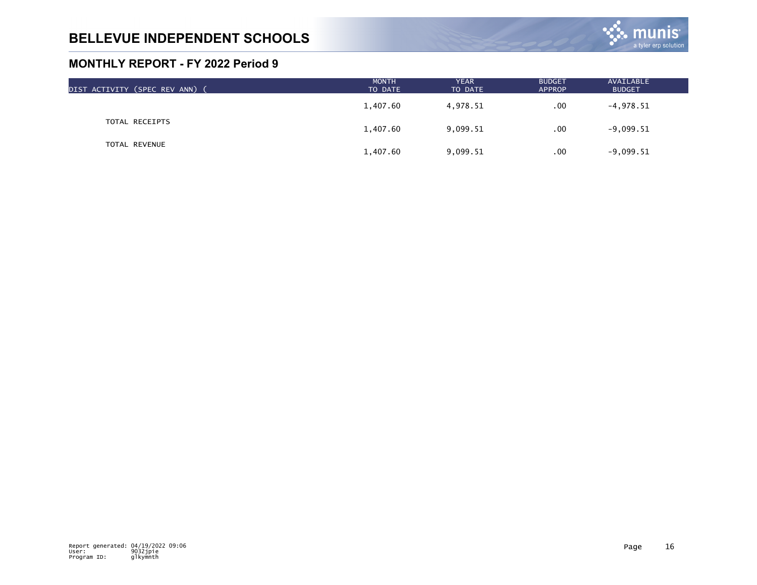# BELLEVUE INDEPENDENT SCHOOLS

## MONTHLY REPORT - FY 2022 Period 9

| DIST ACTIVITY (SPEC REV ANN) ( | MONTH TO DATE | YEAR TO DATE | BUDGET APPROP | AVAILABLE BUDGET |
|---|---|---|---|---|
| | 1,407.60 | 4,978.51 | .00 | -4,978.51 |
| TOTAL RECEIPTS | 1,407.60 | 9,099.51 | .00 | -9,099.51 |
| TOTAL REVENUE | 1,407.60 | 9,099.51 | .00 | -9,099.51 |

Report generated: 04/19/2022 09:06
User: 9032jpie
Program ID: glkymnth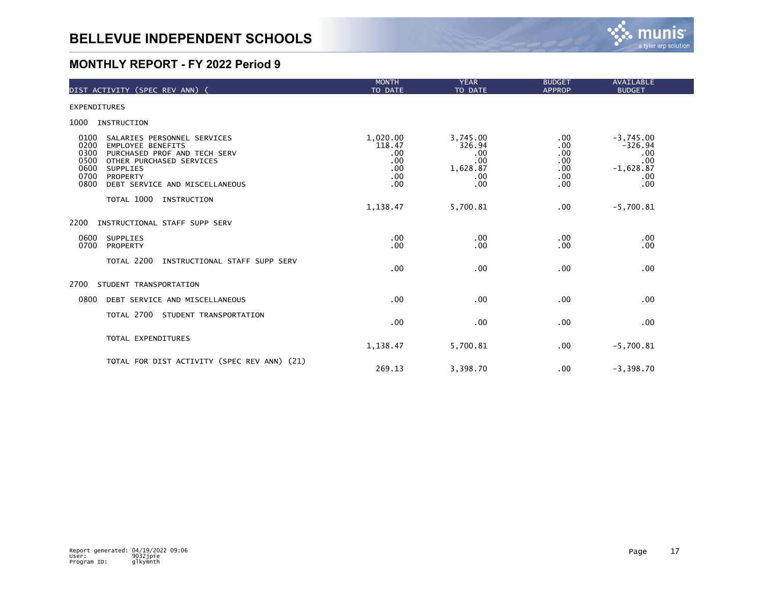# BELLEVUE INDEPENDENT SCHOOLS

## MONTHLY REPORT - FY 2022 Period 9

| DIST ACTIVITY (SPEC REV ANN) ( | MONTH TO DATE | YEAR TO DATE | BUDGET APPROP | AVAILABLE BUDGET |
|---|---|---|---|---|
| EXPENDITURES | | | | |
| 1000 INSTRUCTION | | | | |
| 0100 SALARIES PERSONNEL SERVICES | 1,020.00 | 3,745.00 | .00 | -3,745.00 |
| 0200 EMPLOYEE BENEFITS | 118.47 | 326.94 | .00 | -326.94 |
| 0300 PURCHASED PROF AND TECH SERV | .00 | .00 | .00 | .00 |
| 0500 OTHER PURCHASED SERVICES | .00 | .00 | .00 | .00 |
| 0600 SUPPLIES | .00 | 1,628.87 | .00 | -1,628.87 |
| 0700 PROPERTY | .00 | .00 | .00 | .00 |
| 0800 DEBT SERVICE AND MISCELLANEOUS | .00 | .00 | .00 | .00 |
| TOTAL 1000 INSTRUCTION | 1,138.47 | 5,700.81 | .00 | -5,700.81 |
| 2200 INSTRUCTIONAL STAFF SUPP SERV | | | | |
| 0600 SUPPLIES | .00 | .00 | .00 | .00 |
| 0700 PROPERTY | .00 | .00 | .00 | .00 |
| TOTAL 2200 INSTRUCTIONAL STAFF SUPP SERV | .00 | .00 | .00 | .00 |
| 2700 STUDENT TRANSPORTATION | | | | |
| 0800 DEBT SERVICE AND MISCELLANEOUS | .00 | .00 | .00 | .00 |
| TOTAL 2700 STUDENT TRANSPORTATION | .00 | .00 | .00 | .00 |
| TOTAL EXPENDITURES | 1,138.47 | 5,700.81 | .00 | -5,700.81 |
| TOTAL FOR DIST ACTIVITY (SPEC REV ANN) (21) | 269.13 | 3,398.70 | .00 | -3,398.70 |

Report generated: 04/19/2022 09:06
User: 9032jpie
Program ID: glkymnth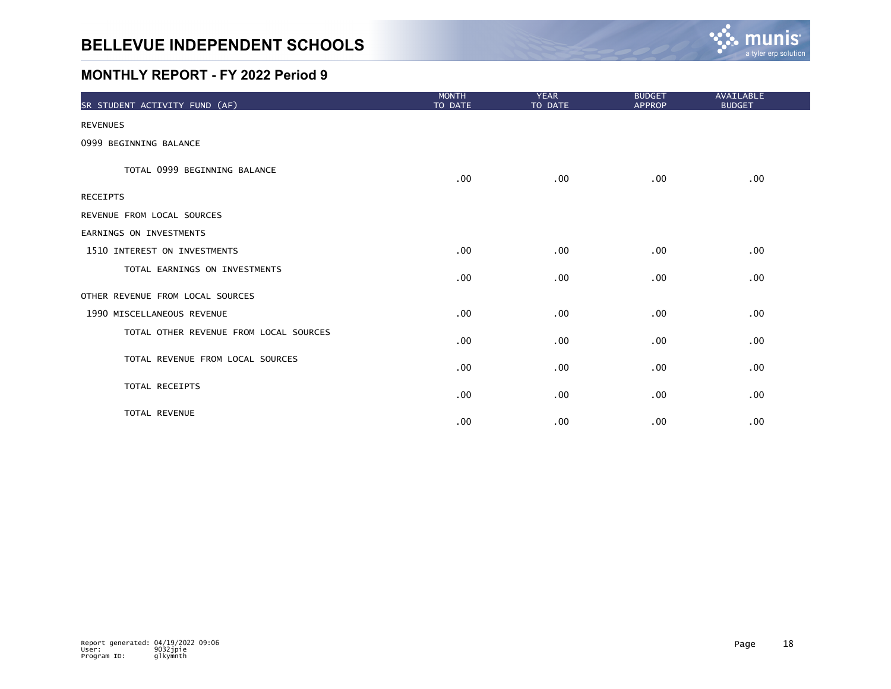# BELLEVUE INDEPENDENT SCHOOLS

## MONTHLY REPORT - FY 2022 Period 9

| SR STUDENT ACTIVITY FUND (AF) | MONTH TO DATE | YEAR TO DATE | BUDGET APPROP | AVAILABLE BUDGET |
|---|---|---|---|---|
| REVENUES | | | | |
| 0999 BEGINNING BALANCE | | | | |
| TOTAL 0999 BEGINNING BALANCE | .00 | .00 | .00 | .00 |
| RECEIPTS | | | | |
| REVENUE FROM LOCAL SOURCES | | | | |
| EARNINGS ON INVESTMENTS | | | | |
| 1510 INTEREST ON INVESTMENTS | .00 | .00 | .00 | .00 |
| TOTAL EARNINGS ON INVESTMENTS | .00 | .00 | .00 | .00 |
| OTHER REVENUE FROM LOCAL SOURCES | | | | |
| 1990 MISCELLANEOUS REVENUE | .00 | .00 | .00 | .00 |
| TOTAL OTHER REVENUE FROM LOCAL SOURCES | .00 | .00 | .00 | .00 |
| TOTAL REVENUE FROM LOCAL SOURCES | .00 | .00 | .00 | .00 |
| TOTAL RECEIPTS | .00 | .00 | .00 | .00 |
| TOTAL REVENUE | .00 | .00 | .00 | .00 |

Report generated: 04/19/2022 09:06
User: 9032jpie
Program ID: glkymnth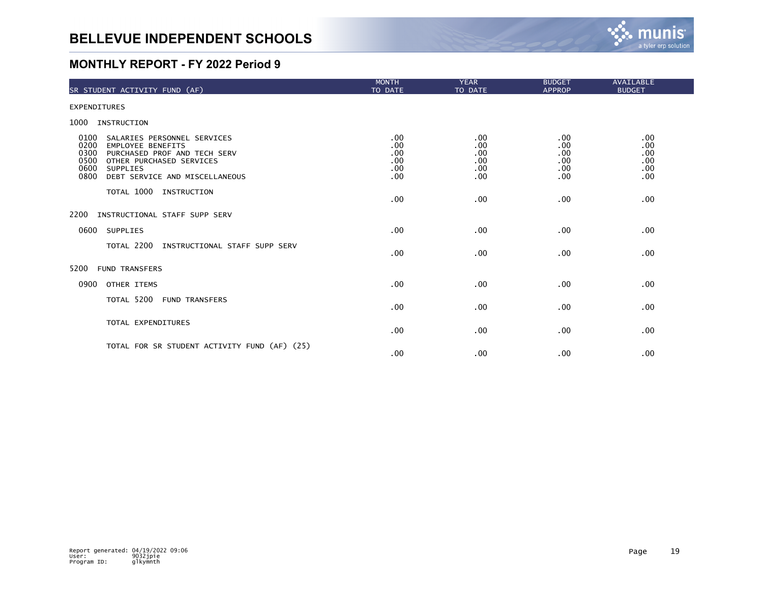# BELLEVUE INDEPENDENT SCHOOLS

## MONTHLY REPORT - FY 2022 Period 9

| SR STUDENT ACTIVITY FUND (AF) | MONTH TO DATE | YEAR TO DATE | BUDGET APPROP | AVAILABLE BUDGET |
|---|---|---|---|---|
| EXPENDITURES | | | | |
| 1000 INSTRUCTION | | | | |
| 0100 SALARIES PERSONNEL SERVICES | .00 | .00 | .00 | .00 |
| 0200 EMPLOYEE BENEFITS | .00 | .00 | .00 | .00 |
| 0300 PURCHASED PROF AND TECH SERV | .00 | .00 | .00 | .00 |
| 0500 OTHER PURCHASED SERVICES | .00 | .00 | .00 | .00 |
| 0600 SUPPLIES | .00 | .00 | .00 | .00 |
| 0800 DEBT SERVICE AND MISCELLANEOUS | .00 | .00 | .00 | .00 |
| TOTAL 1000 INSTRUCTION | .00 | .00 | .00 | .00 |
| 2200 INSTRUCTIONAL STAFF SUPP SERV | | | | |
| 0600 SUPPLIES | .00 | .00 | .00 | .00 |
| TOTAL 2200 INSTRUCTIONAL STAFF SUPP SERV | .00 | .00 | .00 | .00 |
| 5200 FUND TRANSFERS | | | | |
| 0900 OTHER ITEMS | .00 | .00 | .00 | .00 |
| TOTAL 5200 FUND TRANSFERS | .00 | .00 | .00 | .00 |
| TOTAL EXPENDITURES | .00 | .00 | .00 | .00 |
| TOTAL FOR SR STUDENT ACTIVITY FUND (AF) (25) | .00 | .00 | .00 | .00 |

Report generated: 04/19/2022 09:06
User: 9032jpie
Program ID: glkymnth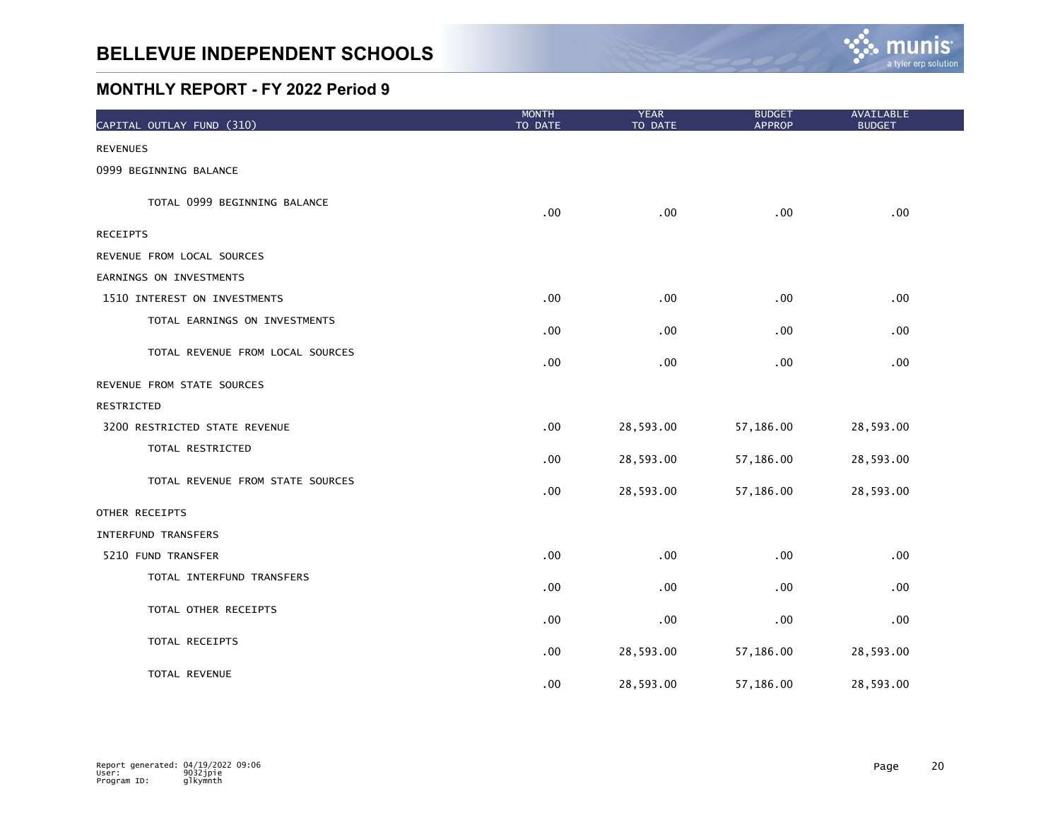# BELLEVUE INDEPENDENT SCHOOLS

## MONTHLY REPORT - FY 2022 Period 9

| CAPITAL OUTLAY FUND (310) | MONTH TO DATE | YEAR TO DATE | BUDGET APPROP | AVAILABLE BUDGET |
|---|---|---|---|---|
| REVENUES | | | | |
| 0999 BEGINNING BALANCE | | | | |
| TOTAL 0999 BEGINNING BALANCE | .00 | .00 | .00 | .00 |
| RECEIPTS | | | | |
| REVENUE FROM LOCAL SOURCES | | | | |
| EARNINGS ON INVESTMENTS | | | | |
| 1510 INTEREST ON INVESTMENTS | .00 | .00 | .00 | .00 |
| TOTAL EARNINGS ON INVESTMENTS | .00 | .00 | .00 | .00 |
| TOTAL REVENUE FROM LOCAL SOURCES | .00 | .00 | .00 | .00 |
| REVENUE FROM STATE SOURCES | | | | |
| RESTRICTED | | | | |
| 3200 RESTRICTED STATE REVENUE | .00 | 28,593.00 | 57,186.00 | 28,593.00 |
| TOTAL RESTRICTED | .00 | 28,593.00 | 57,186.00 | 28,593.00 |
| TOTAL REVENUE FROM STATE SOURCES | .00 | 28,593.00 | 57,186.00 | 28,593.00 |
| OTHER RECEIPTS | | | | |
| INTERFUND TRANSFERS | | | | |
| 5210 FUND TRANSFER | .00 | .00 | .00 | .00 |
| TOTAL INTERFUND TRANSFERS | .00 | .00 | .00 | .00 |
| TOTAL OTHER RECEIPTS | .00 | .00 | .00 | .00 |
| TOTAL RECEIPTS | .00 | 28,593.00 | 57,186.00 | 28,593.00 |
| TOTAL REVENUE | .00 | 28,593.00 | 57,186.00 | 28,593.00 |

Report generated: 04/19/2022 09:06
User: 9032jpie
Program ID: glkymnth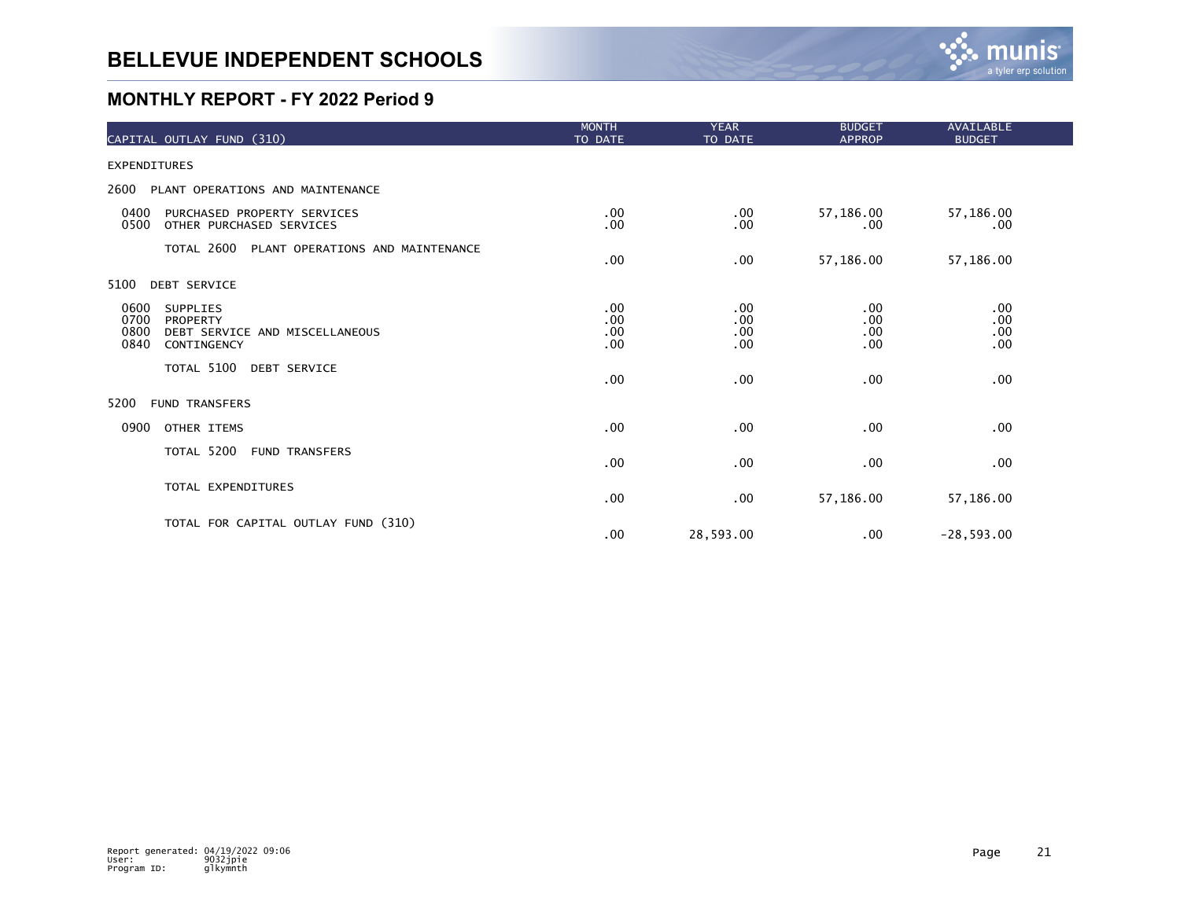# BELLEVUE INDEPENDENT SCHOOLS

## MONTHLY REPORT - FY 2022 Period 9

| CAPITAL OUTLAY FUND (310) | MONTH TO DATE | YEAR TO DATE | BUDGET APPROP | AVAILABLE BUDGET |
|---|---|---|---|---|
| EXPENDITURES | | | | |
| 2600 PLANT OPERATIONS AND MAINTENANCE | | | | |
| 0400 PURCHASED PROPERTY SERVICES | .00 | .00 | 57,186.00 | 57,186.00 |
| 0500 OTHER PURCHASED SERVICES | .00 | .00 | .00 | .00 |
| TOTAL 2600 PLANT OPERATIONS AND MAINTENANCE | .00 | .00 | 57,186.00 | 57,186.00 |
| 5100 DEBT SERVICE | | | | |
| 0600 SUPPLIES | .00 | .00 | .00 | .00 |
| 0700 PROPERTY | .00 | .00 | .00 | .00 |
| 0800 DEBT SERVICE AND MISCELLANEOUS | .00 | .00 | .00 | .00 |
| 0840 CONTINGENCY | .00 | .00 | .00 | .00 |
| TOTAL 5100 DEBT SERVICE | .00 | .00 | .00 | .00 |
| 5200 FUND TRANSFERS | | | | |
| 0900 OTHER ITEMS | .00 | .00 | .00 | .00 |
| TOTAL 5200 FUND TRANSFERS | .00 | .00 | .00 | .00 |
| TOTAL EXPENDITURES | .00 | .00 | 57,186.00 | 57,186.00 |
| TOTAL FOR CAPITAL OUTLAY FUND (310) | .00 | 28,593.00 | .00 | -28,593.00 |

Report generated: 04/19/2022 09:06
User: 9032jpie
Program ID: glkymnth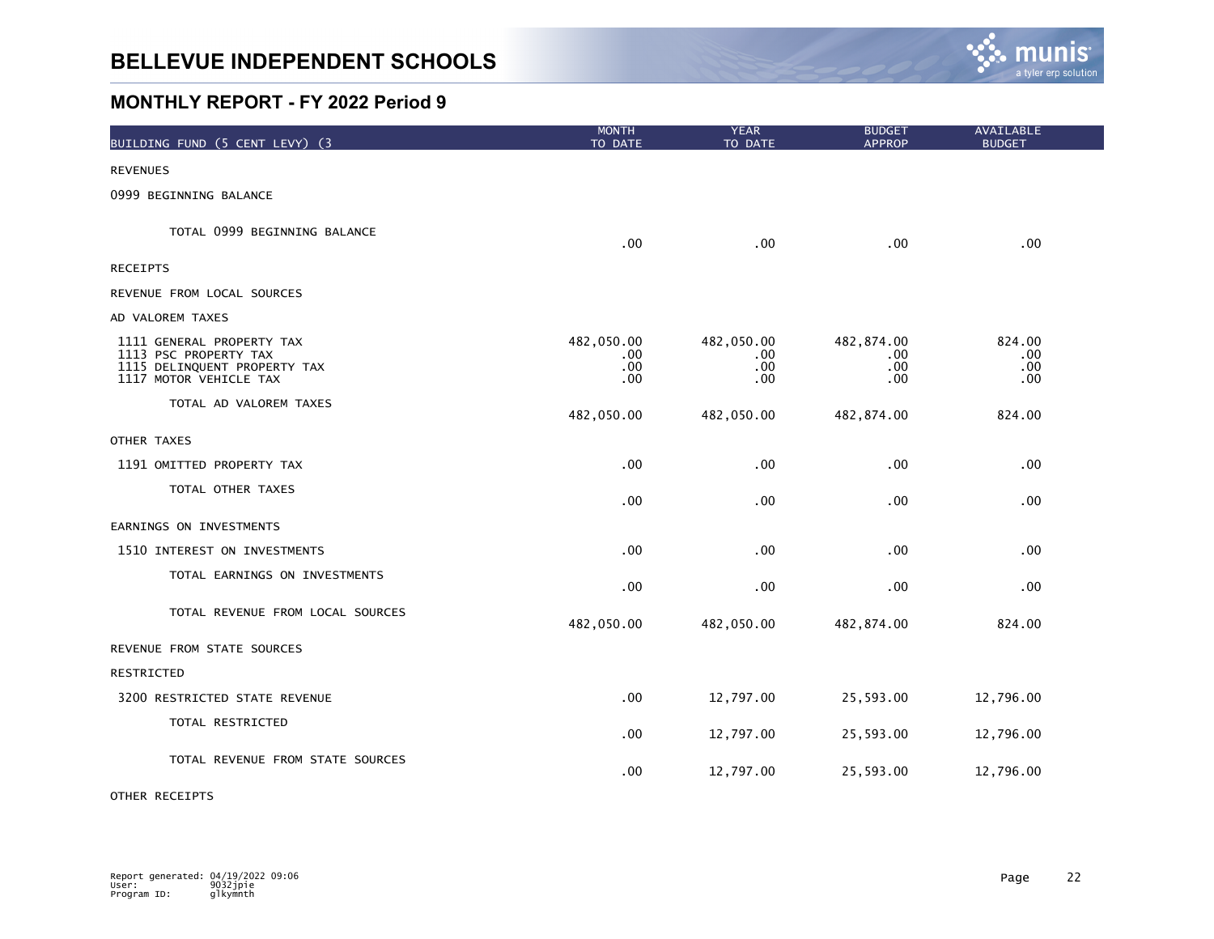# BELLEVUE INDEPENDENT SCHOOLS

## MONTHLY REPORT - FY 2022 Period 9

| BUILDING FUND (5 CENT LEVY) (3 | MONTH TO DATE | YEAR TO DATE | BUDGET APPROP | AVAILABLE BUDGET |
|---|---|---|---|---|
| REVENUES | | | | |
| 0999 BEGINNING BALANCE | | | | |
| TOTAL 0999 BEGINNING BALANCE | .00 | .00 | .00 | .00 |
| RECEIPTS | | | | |
| REVENUE FROM LOCAL SOURCES | | | | |
| AD VALOREM TAXES | | | | |
| 1111 GENERAL PROPERTY TAX | 482,050.00 | 482,050.00 | 482,874.00 | 824.00 |
| 1113 PSC PROPERTY TAX | .00 | .00 | .00 | .00 |
| 1115 DELINQUENT PROPERTY TAX | .00 | .00 | .00 | .00 |
| 1117 MOTOR VEHICLE TAX | .00 | .00 | .00 | .00 |
| TOTAL AD VALOREM TAXES | 482,050.00 | 482,050.00 | 482,874.00 | 824.00 |
| OTHER TAXES | | | | |
| 1191 OMITTED PROPERTY TAX | .00 | .00 | .00 | .00 |
| TOTAL OTHER TAXES | .00 | .00 | .00 | .00 |
| EARNINGS ON INVESTMENTS | | | | |
| 1510 INTEREST ON INVESTMENTS | .00 | .00 | .00 | .00 |
| TOTAL EARNINGS ON INVESTMENTS | .00 | .00 | .00 | .00 |
| TOTAL REVENUE FROM LOCAL SOURCES | 482,050.00 | 482,050.00 | 482,874.00 | 824.00 |
| REVENUE FROM STATE SOURCES | | | | |
| RESTRICTED | | | | |
| 3200 RESTRICTED STATE REVENUE | .00 | 12,797.00 | 25,593.00 | 12,796.00 |
| TOTAL RESTRICTED | .00 | 12,797.00 | 25,593.00 | 12,796.00 |
| TOTAL REVENUE FROM STATE SOURCES | .00 | 12,797.00 | 25,593.00 | 12,796.00 |
| OTHER RECEIPTS | | | | |

Report generated: 04/19/2022 09:06
User: 9032jpie
Program ID: glkymnth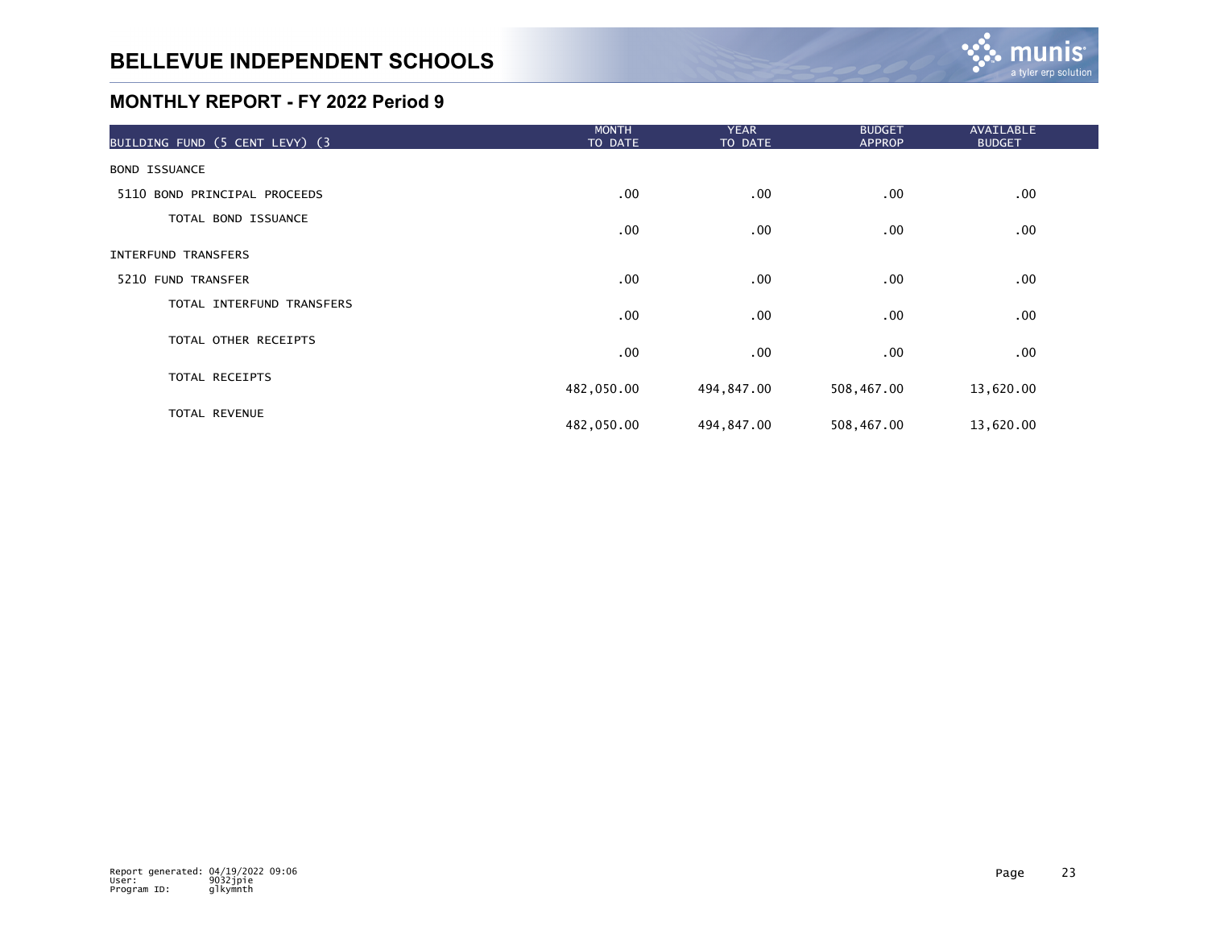# BELLEVUE INDEPENDENT SCHOOLS

## MONTHLY REPORT - FY 2022 Period 9

| BUILDING FUND (5 CENT LEVY) (3 | MONTH TO DATE | YEAR TO DATE | BUDGET APPROP | AVAILABLE BUDGET |
|---|---|---|---|---|
| BOND ISSUANCE | | | | |
| 5110 BOND PRINCIPAL PROCEEDS | .00 | .00 | .00 | .00 |
| TOTAL BOND ISSUANCE | .00 | .00 | .00 | .00 |
| INTERFUND TRANSFERS | | | | |
| 5210 FUND TRANSFER | .00 | .00 | .00 | .00 |
| TOTAL INTERFUND TRANSFERS | .00 | .00 | .00 | .00 |
| TOTAL OTHER RECEIPTS | .00 | .00 | .00 | .00 |
| TOTAL RECEIPTS | 482,050.00 | 494,847.00 | 508,467.00 | 13,620.00 |
| TOTAL REVENUE | 482,050.00 | 494,847.00 | 508,467.00 | 13,620.00 |

Report generated: 04/19/2022 09:06
User: 9032jpie
Program ID: glkymnth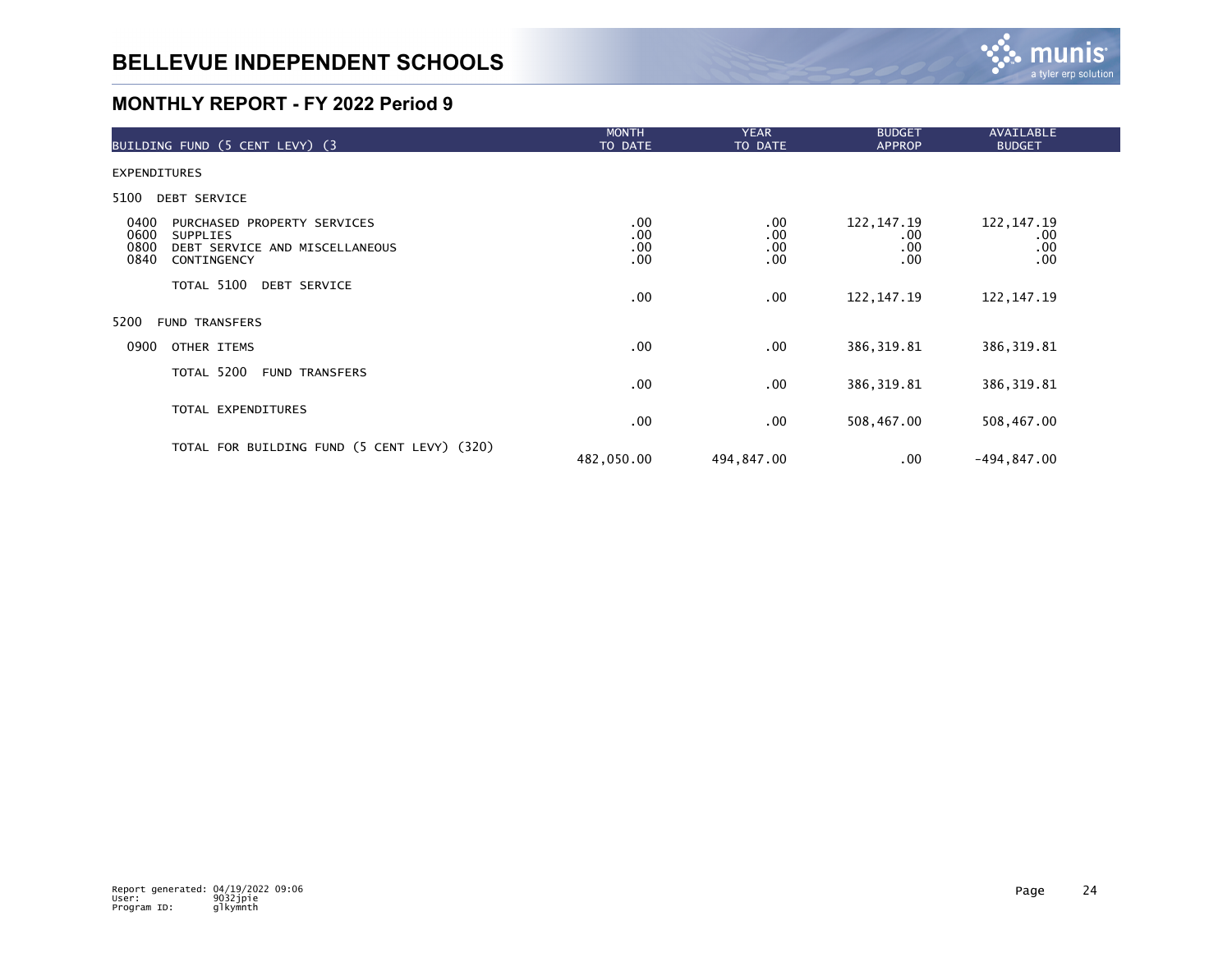# BELLEVUE INDEPENDENT SCHOOLS

## MONTHLY REPORT - FY 2022 Period 9

| BUILDING FUND (5 CENT LEVY) (3 | MONTH TO DATE | YEAR TO DATE | BUDGET APPROP | AVAILABLE BUDGET |
|---|---|---|---|---|
| EXPENDITURES | | | | |
| 5100 DEBT SERVICE | | | | |
| 0400 PURCHASED PROPERTY SERVICES | .00 | .00 | 122,147.19 | 122,147.19 |
| 0600 SUPPLIES | .00 | .00 | .00 | .00 |
| 0800 DEBT SERVICE AND MISCELLANEOUS | .00 | .00 | .00 | .00 |
| 0840 CONTINGENCY | .00 | .00 | .00 | .00 |
| TOTAL 5100 DEBT SERVICE | .00 | .00 | 122,147.19 | 122,147.19 |
| 5200 FUND TRANSFERS | | | | |
| 0900 OTHER ITEMS | .00 | .00 | 386,319.81 | 386,319.81 |
| TOTAL 5200 FUND TRANSFERS | .00 | .00 | 386,319.81 | 386,319.81 |
| TOTAL EXPENDITURES | .00 | .00 | 508,467.00 | 508,467.00 |
| TOTAL FOR BUILDING FUND (5 CENT LEVY) (320) | 482,050.00 | 494,847.00 | .00 | -494,847.00 |

Report generated: 04/19/2022 09:06
User: 9032jpie
Program ID: glkymnth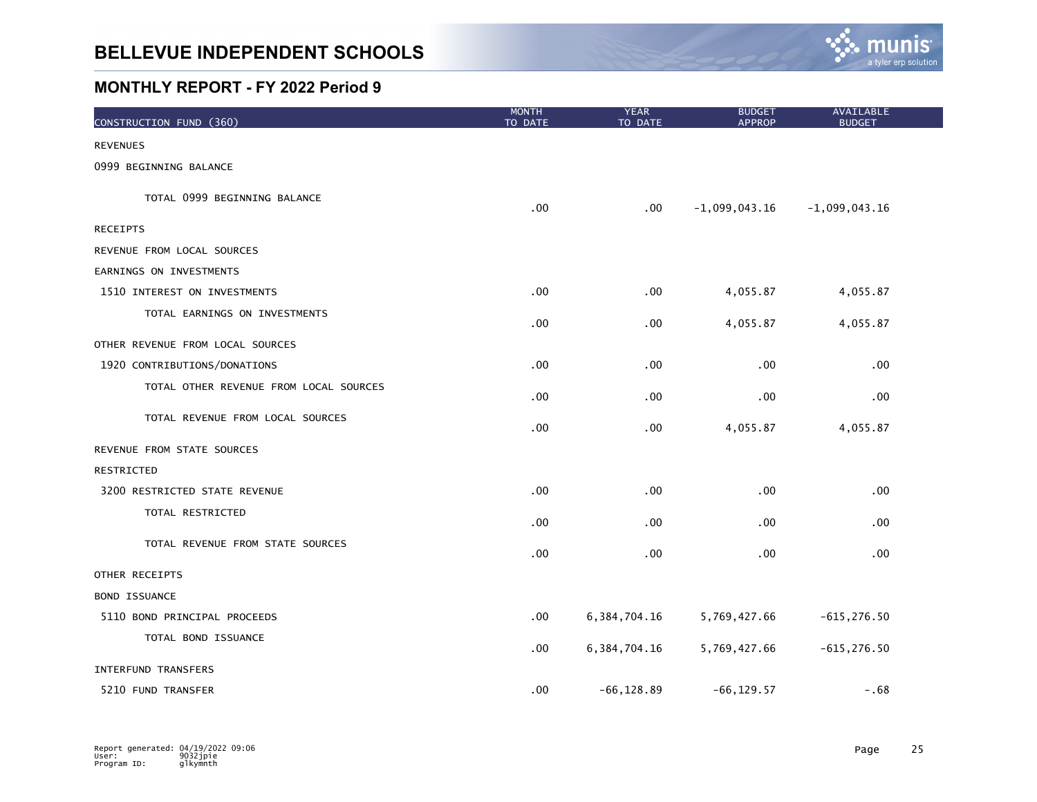# BELLEVUE INDEPENDENT SCHOOLS

## MONTHLY REPORT - FY 2022 Period 9

| CONSTRUCTION FUND (360) | MONTH TO DATE | YEAR TO DATE | BUDGET APPROP | AVAILABLE BUDGET |
|---|---|---|---|---|
| REVENUES | | | | |
| 0999 BEGINNING BALANCE | | | | |
| TOTAL 0999 BEGINNING BALANCE | .00 | .00 | -1,099,043.16 | -1,099,043.16 |
| RECEIPTS | | | | |
| REVENUE FROM LOCAL SOURCES | | | | |
| EARNINGS ON INVESTMENTS | | | | |
| 1510 INTEREST ON INVESTMENTS | .00 | .00 | 4,055.87 | 4,055.87 |
| TOTAL EARNINGS ON INVESTMENTS | .00 | .00 | 4,055.87 | 4,055.87 |
| OTHER REVENUE FROM LOCAL SOURCES | | | | |
| 1920 CONTRIBUTIONS/DONATIONS | .00 | .00 | .00 | .00 |
| TOTAL OTHER REVENUE FROM LOCAL SOURCES | .00 | .00 | .00 | .00 |
| TOTAL REVENUE FROM LOCAL SOURCES | .00 | .00 | 4,055.87 | 4,055.87 |
| REVENUE FROM STATE SOURCES | | | | |
| RESTRICTED | | | | |
| 3200 RESTRICTED STATE REVENUE | .00 | .00 | .00 | .00 |
| TOTAL RESTRICTED | .00 | .00 | .00 | .00 |
| TOTAL REVENUE FROM STATE SOURCES | .00 | .00 | .00 | .00 |
| OTHER RECEIPTS | | | | |
| BOND ISSUANCE | | | | |
| 5110 BOND PRINCIPAL PROCEEDS | .00 | 6,384,704.16 | 5,769,427.66 | -615,276.50 |
| TOTAL BOND ISSUANCE | .00 | 6,384,704.16 | 5,769,427.66 | -615,276.50 |
| INTERFUND TRANSFERS | | | | |
| 5210 FUND TRANSFER | .00 | -66,128.89 | -66,129.57 | -.68 |

Report generated: 04/19/2022 09:06
User: 9032jpie
Program ID: glkymnth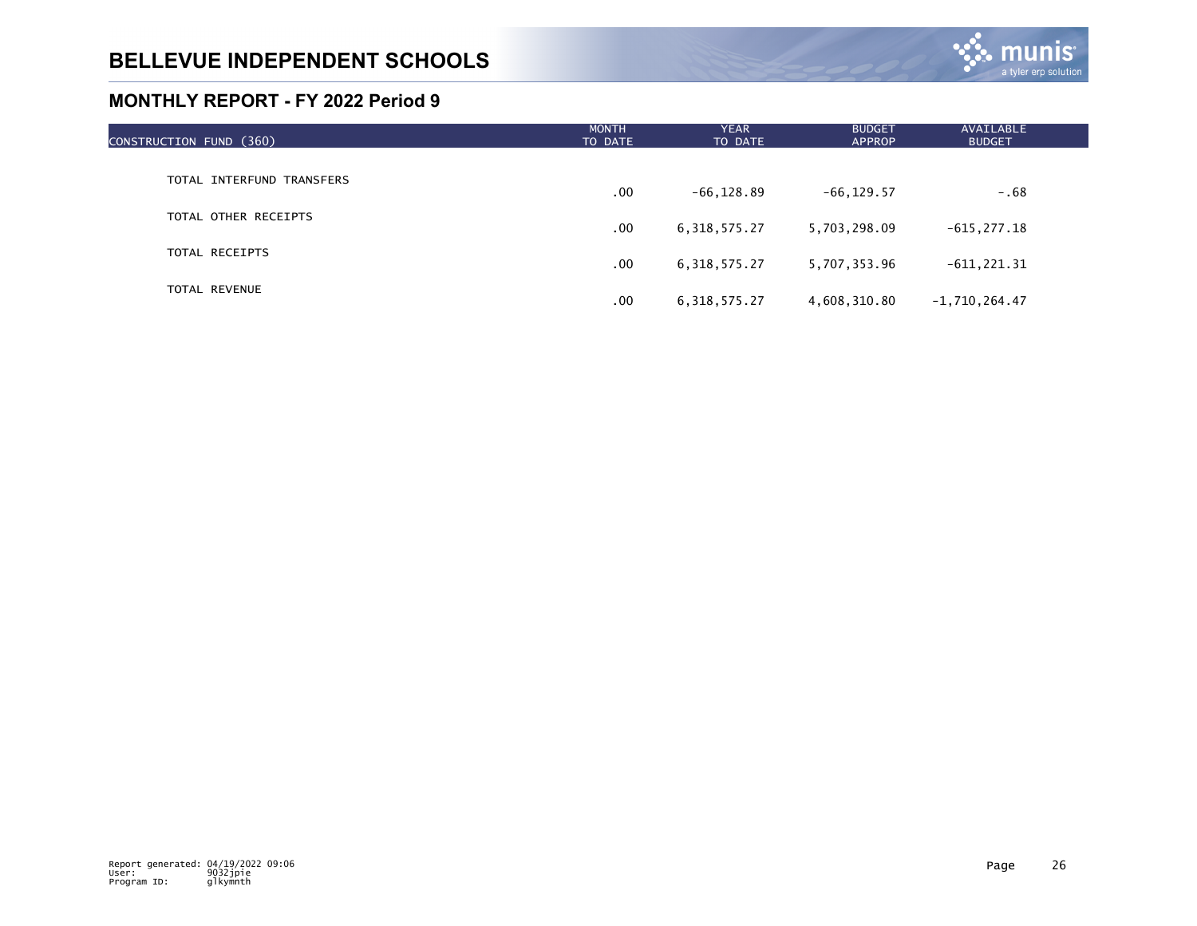# BELLEVUE INDEPENDENT SCHOOLS

## MONTHLY REPORT - FY 2022 Period 9

| CONSTRUCTION FUND (360) | MONTH TO DATE | YEAR TO DATE | BUDGET APPROP | AVAILABLE BUDGET |
|---|---|---|---|---|
| TOTAL INTERFUND TRANSFERS | .00 | -66,128.89 | -66,129.57 | -.68 |
| TOTAL OTHER RECEIPTS | .00 | 6,318,575.27 | 5,703,298.09 | -615,277.18 |
| TOTAL RECEIPTS | .00 | 6,318,575.27 | 5,707,353.96 | -611,221.31 |
| TOTAL REVENUE | .00 | 6,318,575.27 | 4,608,310.80 | -1,710,264.47 |

Report generated: 04/19/2022 09:06
User: 9032jpie
Program ID: glkymnth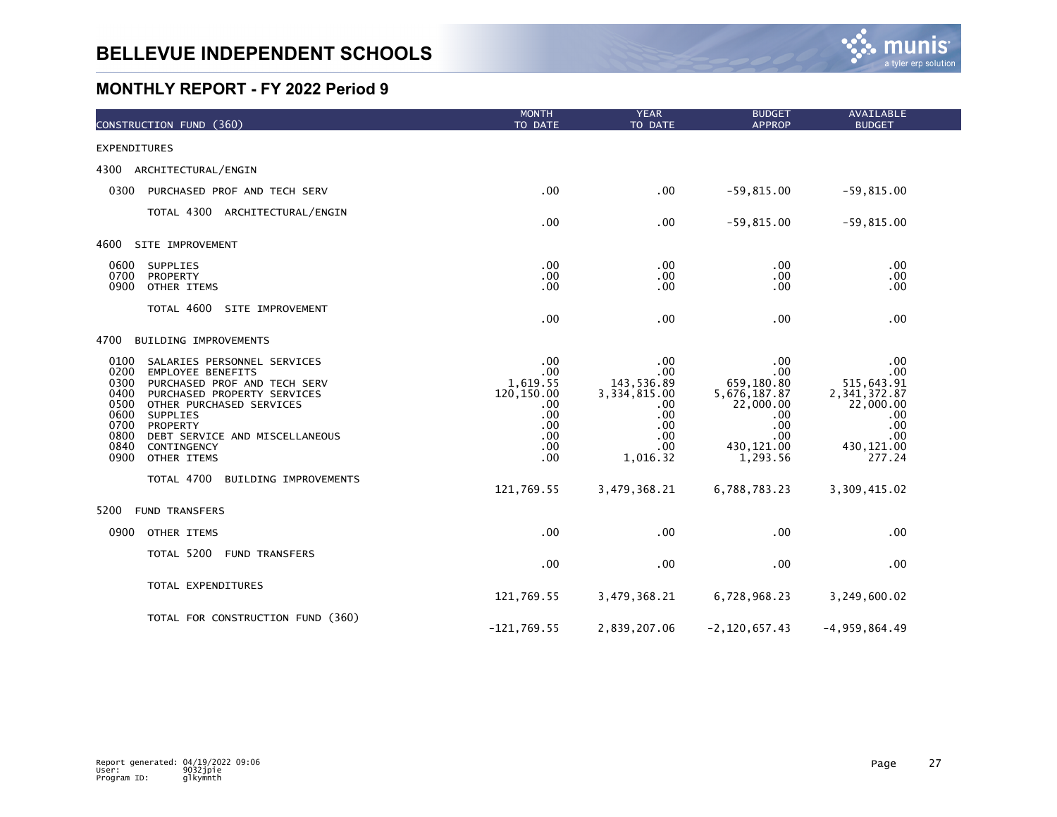# BELLEVUE INDEPENDENT SCHOOLS

## MONTHLY REPORT - FY 2022 Period 9

| CONSTRUCTION FUND (360) | MONTH TO DATE | YEAR TO DATE | BUDGET APPROP | AVAILABLE BUDGET |
|---|---|---|---|---|
| EXPENDITURES | | | | |
| 4300 ARCHITECTURAL/ENGIN | | | | |
| 0300 PURCHASED PROF AND TECH SERV | .00 | .00 | -59,815.00 | -59,815.00 |
| TOTAL 4300 ARCHITECTURAL/ENGIN | .00 | .00 | -59,815.00 | -59,815.00 |
| 4600 SITE IMPROVEMENT | | | | |
| 0600 SUPPLIES | .00 | .00 | .00 | .00 |
| 0700 PROPERTY | .00 | .00 | .00 | .00 |
| 0900 OTHER ITEMS | .00 | .00 | .00 | .00 |
| TOTAL 4600 SITE IMPROVEMENT | .00 | .00 | .00 | .00 |
| 4700 BUILDING IMPROVEMENTS | | | | |
| 0100 SALARIES PERSONNEL SERVICES | .00 | .00 | .00 | .00 |
| 0200 EMPLOYEE BENEFITS | .00 | .00 | .00 | .00 |
| 0300 PURCHASED PROF AND TECH SERV | 1,619.55 | 143,536.89 | 659,180.80 | 515,643.91 |
| 0400 PURCHASED PROPERTY SERVICES | 120,150.00 | 3,334,815.00 | 5,676,187.87 | 2,341,372.87 |
| 0500 OTHER PURCHASED SERVICES | .00 | .00 | 22,000.00 | 22,000.00 |
| 0600 SUPPLIES | .00 | .00 | .00 | .00 |
| 0700 PROPERTY | .00 | .00 | .00 | .00 |
| 0800 DEBT SERVICE AND MISCELLANEOUS | .00 | .00 | .00 | .00 |
| 0840 CONTINGENCY | .00 | .00 | 430,121.00 | 430,121.00 |
| 0900 OTHER ITEMS | .00 | 1,016.32 | 1,293.56 | 277.24 |
| TOTAL 4700 BUILDING IMPROVEMENTS | 121,769.55 | 3,479,368.21 | 6,788,783.23 | 3,309,415.02 |
| 5200 FUND TRANSFERS | | | | |
| 0900 OTHER ITEMS | .00 | .00 | .00 | .00 |
| TOTAL 5200 FUND TRANSFERS | .00 | .00 | .00 | .00 |
| TOTAL EXPENDITURES | 121,769.55 | 3,479,368.21 | 6,728,968.23 | 3,249,600.02 |
| TOTAL FOR CONSTRUCTION FUND (360) | -121,769.55 | 2,839,207.06 | -2,120,657.43 | -4,959,864.49 |

Report generated: 04/19/2022 09:06
User: 9032jpie
Program ID: glkymnth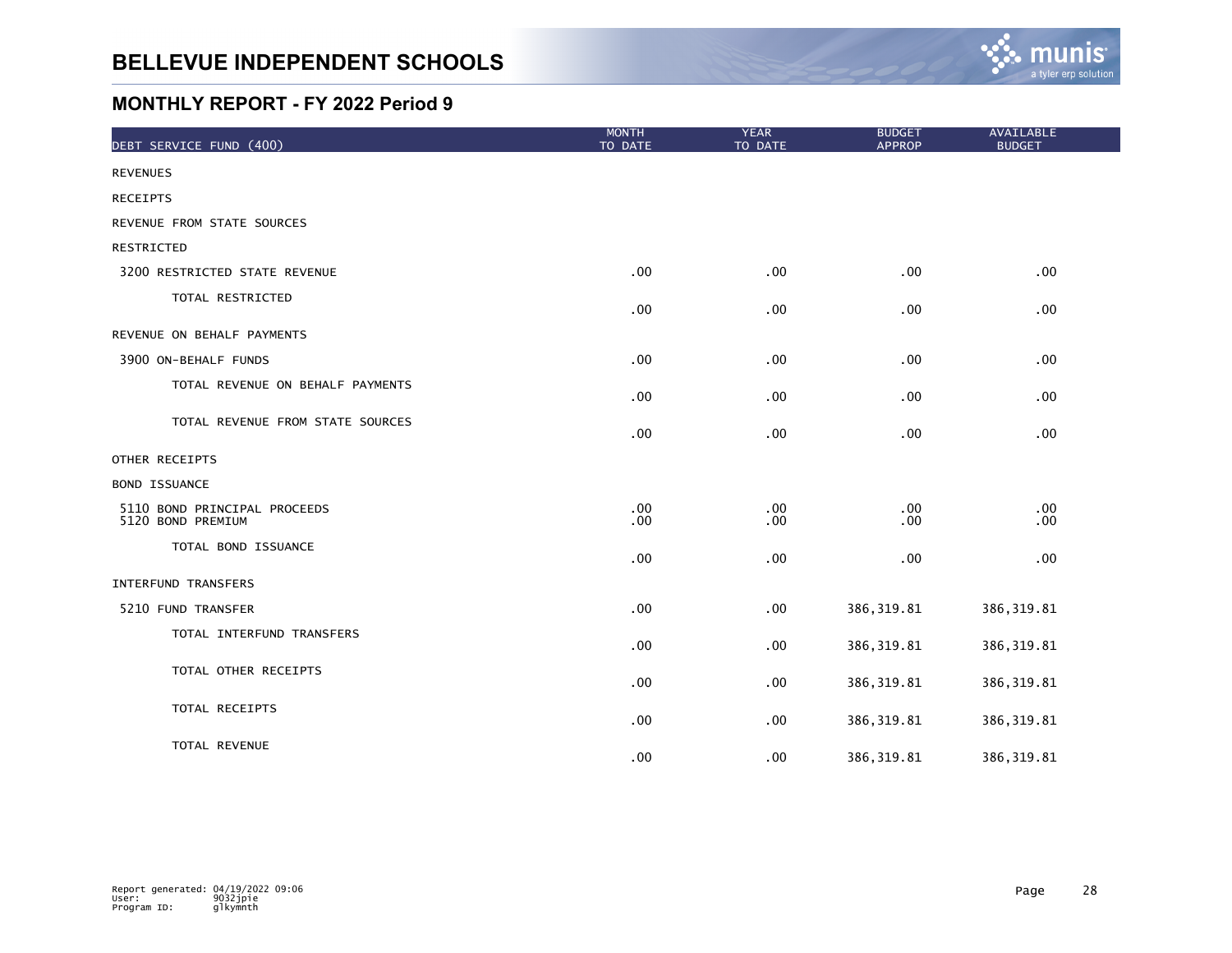# BELLEVUE INDEPENDENT SCHOOLS

## MONTHLY REPORT - FY 2022 Period 9

| DEBT SERVICE FUND (400) | MONTH TO DATE | YEAR TO DATE | BUDGET APPROP | AVAILABLE BUDGET |
|---|---|---|---|---|
| REVENUES | | | | |
| RECEIPTS | | | | |
| REVENUE FROM STATE SOURCES | | | | |
| RESTRICTED | | | | |
| 3200 RESTRICTED STATE REVENUE | .00 | .00 | .00 | .00 |
| TOTAL RESTRICTED | .00 | .00 | .00 | .00 |
| REVENUE ON BEHALF PAYMENTS | | | | |
| 3900 ON-BEHALF FUNDS | .00 | .00 | .00 | .00 |
| TOTAL REVENUE ON BEHALF PAYMENTS | .00 | .00 | .00 | .00 |
| TOTAL REVENUE FROM STATE SOURCES | .00 | .00 | .00 | .00 |
| OTHER RECEIPTS | | | | |
| BOND ISSUANCE | | | | |
| 5110 BOND PRINCIPAL PROCEEDS | .00 | .00 | .00 | .00 |
| 5120 BOND PREMIUM | .00 | .00 | .00 | .00 |
| TOTAL BOND ISSUANCE | .00 | .00 | .00 | .00 |
| INTERFUND TRANSFERS | | | | |
| 5210 FUND TRANSFER | .00 | .00 | 386,319.81 | 386,319.81 |
| TOTAL INTERFUND TRANSFERS | .00 | .00 | 386,319.81 | 386,319.81 |
| TOTAL OTHER RECEIPTS | .00 | .00 | 386,319.81 | 386,319.81 |
| TOTAL RECEIPTS | .00 | .00 | 386,319.81 | 386,319.81 |
| TOTAL REVENUE | .00 | .00 | 386,319.81 | 386,319.81 |

Report generated: 04/19/2022 09:06
User: 9032jpie
Program ID: glkymnth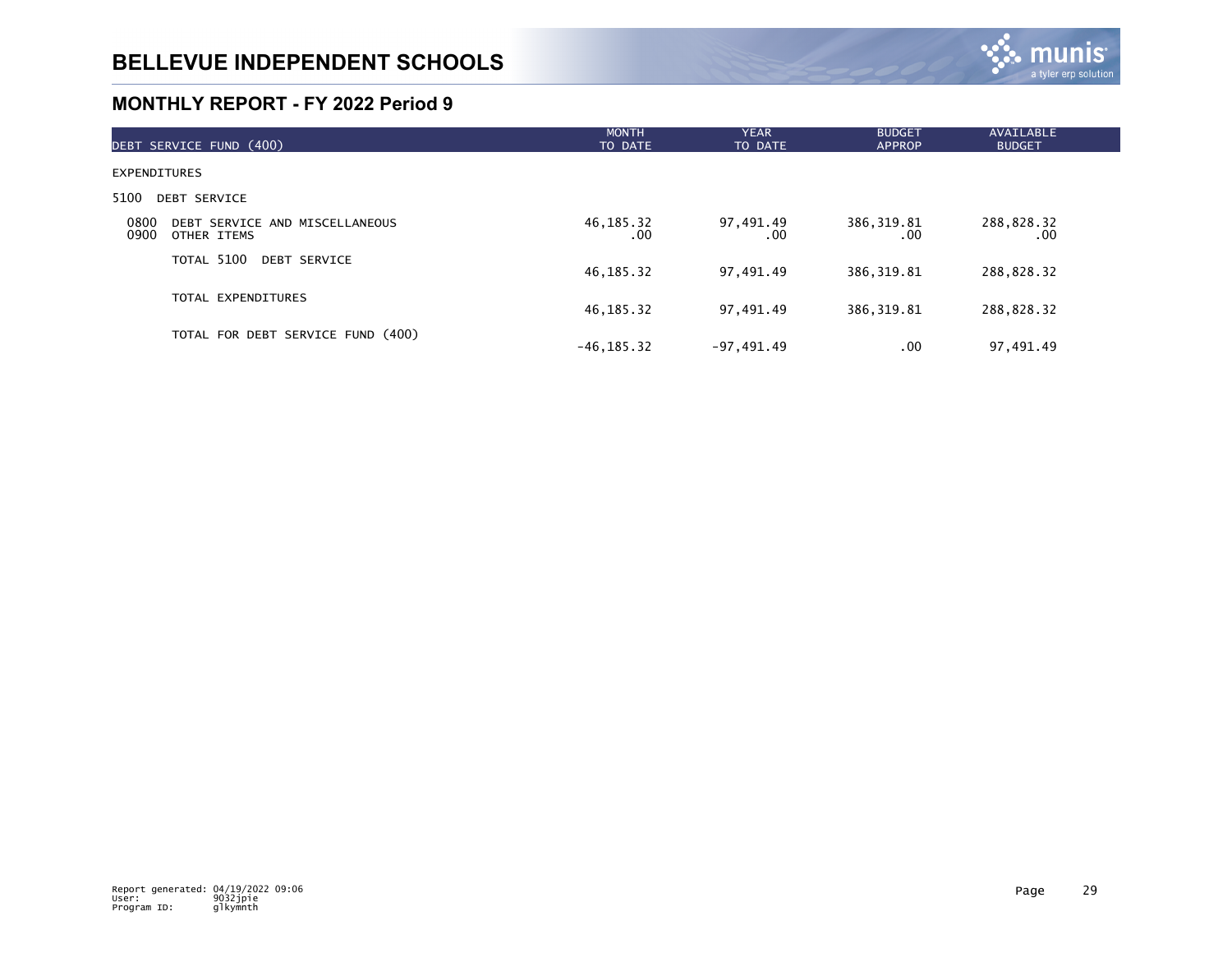# BELLEVUE INDEPENDENT SCHOOLS

## MONTHLY REPORT - FY 2022 Period 9

| DEBT SERVICE FUND (400) | MONTH TO DATE | YEAR TO DATE | BUDGET APPROP | AVAILABLE BUDGET |
|---|---|---|---|---|
| EXPENDITURES | | | | |
| 5100 DEBT SERVICE | | | | |
| 0800 DEBT SERVICE AND MISCELLANEOUS | 46,185.32 | 97,491.49 | 386,319.81 | 288,828.32 |
| 0900 OTHER ITEMS | .00 | .00 | .00 | .00 |
| TOTAL 5100 DEBT SERVICE | 46,185.32 | 97,491.49 | 386,319.81 | 288,828.32 |
| TOTAL EXPENDITURES | 46,185.32 | 97,491.49 | 386,319.81 | 288,828.32 |
| TOTAL FOR DEBT SERVICE FUND (400) | -46,185.32 | -97,491.49 | .00 | 97,491.49 |

Report generated: 04/19/2022 09:06
User: 9032jpie
Program ID: glkymnth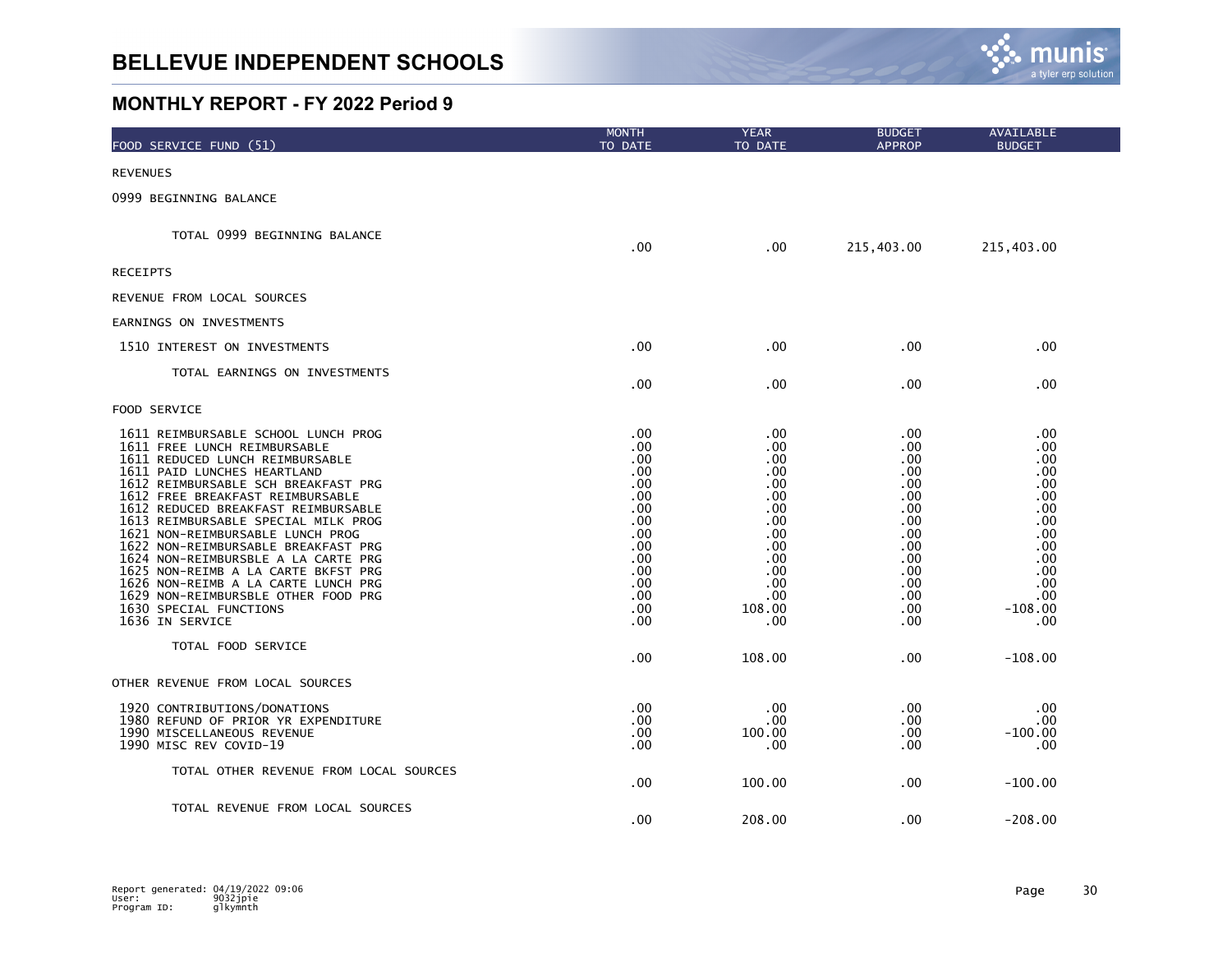# BELLEVUE INDEPENDENT SCHOOLS

## MONTHLY REPORT - FY 2022 Period 9

| FOOD SERVICE FUND (51) | MONTH TO DATE | YEAR TO DATE | BUDGET APPROP | AVAILABLE BUDGET |
|---|---|---|---|---|
| REVENUES | | | | |
| 0999 BEGINNING BALANCE | | | | |
| TOTAL 0999 BEGINNING BALANCE | .00 | .00 | 215,403.00 | 215,403.00 |
| RECEIPTS | | | | |
| REVENUE FROM LOCAL SOURCES | | | | |
| EARNINGS ON INVESTMENTS | | | | |
| 1510 INTEREST ON INVESTMENTS | .00 | .00 | .00 | .00 |
| TOTAL EARNINGS ON INVESTMENTS | .00 | .00 | .00 | .00 |
| FOOD SERVICE | | | | |
| 1611 REIMBURSABLE SCHOOL LUNCH PROG | .00 | .00 | .00 | .00 |
| 1611 FREE LUNCH REIMBURSABLE | .00 | .00 | .00 | .00 |
| 1611 REDUCED LUNCH REIMBURSABLE | .00 | .00 | .00 | .00 |
| 1611 PAID LUNCHES HEARTLAND | .00 | .00 | .00 | .00 |
| 1612 REIMBURSABLE SCH BREAKFAST PRG | .00 | .00 | .00 | .00 |
| 1612 FREE BREAKFAST REIMBURSABLE | .00 | .00 | .00 | .00 |
| 1612 REDUCED BREAKFAST REIMBURSABLE | .00 | .00 | .00 | .00 |
| 1613 REIMBURSABLE SPECIAL MILK PROG | .00 | .00 | .00 | .00 |
| 1621 NON-REIMBURSABLE LUNCH PROG | .00 | .00 | .00 | .00 |
| 1622 NON-REIMBURSABLE BREAKFAST PRG | .00 | .00 | .00 | .00 |
| 1624 NON-REIMBURSBLE A LA CARTE PRG | .00 | .00 | .00 | .00 |
| 1625 NON-REIMB A LA CARTE BKFST PRG | .00 | .00 | .00 | .00 |
| 1626 NON-REIMB A LA CARTE LUNCH PRG | .00 | .00 | .00 | .00 |
| 1629 NON-REIMBURSBLE OTHER FOOD PRG | .00 | .00 | .00 | .00 |
| 1630 SPECIAL FUNCTIONS | .00 | 108.00 | .00 | -108.00 |
| 1636 IN SERVICE | .00 | .00 | .00 | .00 |
| TOTAL FOOD SERVICE | .00 | 108.00 | .00 | -108.00 |
| OTHER REVENUE FROM LOCAL SOURCES | | | | |
| 1920 CONTRIBUTIONS/DONATIONS | .00 | .00 | .00 | .00 |
| 1980 REFUND OF PRIOR YR EXPENDITURE | .00 | .00 | .00 | .00 |
| 1990 MISCELLANEOUS REVENUE | .00 | 100.00 | .00 | -100.00 |
| 1990 MISC REV COVID-19 | .00 | .00 | .00 | .00 |
| TOTAL OTHER REVENUE FROM LOCAL SOURCES | .00 | 100.00 | .00 | -100.00 |
| TOTAL REVENUE FROM LOCAL SOURCES | .00 | 208.00 | .00 | -208.00 |

Report generated: 04/19/2022 09:06
User: 9032jpie
Program ID: glkymnth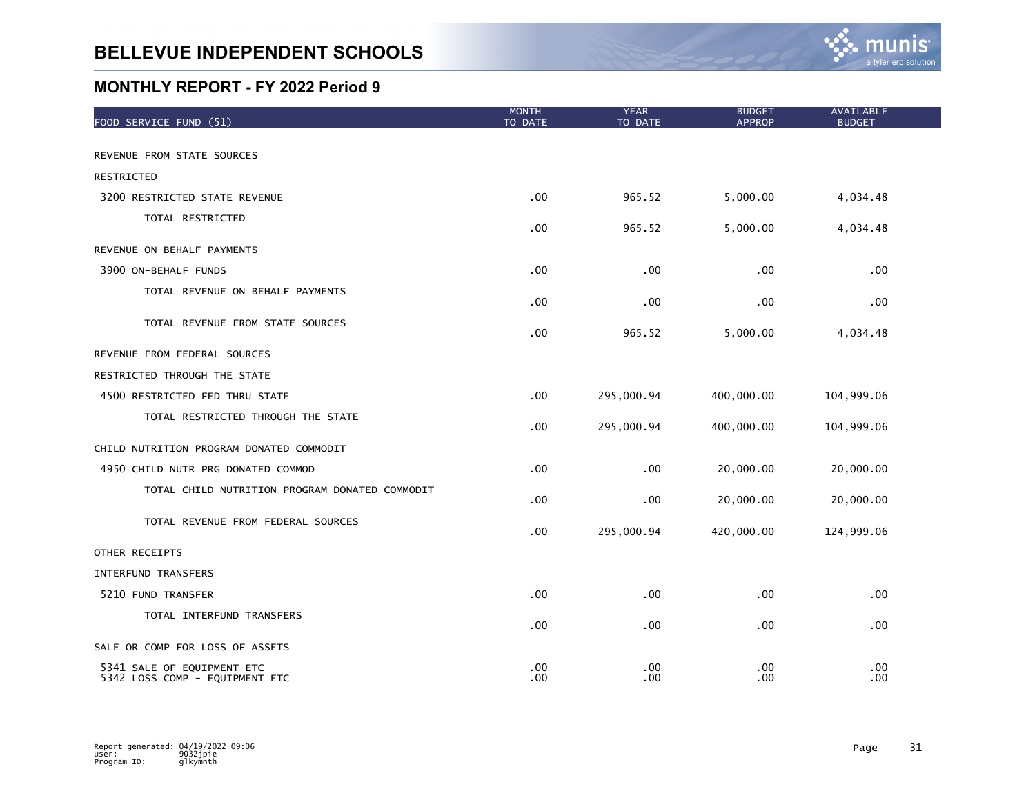# BELLEVUE INDEPENDENT SCHOOLS

## MONTHLY REPORT - FY 2022 Period 9

| FOOD SERVICE FUND (51) | MONTH TO DATE | YEAR TO DATE | BUDGET APPROP | AVAILABLE BUDGET |
|---|---|---|---|---|
| REVENUE FROM STATE SOURCES | | | | |
| RESTRICTED | | | | |
| 3200 RESTRICTED STATE REVENUE | .00 | 965.52 | 5,000.00 | 4,034.48 |
| TOTAL RESTRICTED | .00 | 965.52 | 5,000.00 | 4,034.48 |
| REVENUE ON BEHALF PAYMENTS | | | | |
| 3900 ON-BEHALF FUNDS | .00 | .00 | .00 | .00 |
| TOTAL REVENUE ON BEHALF PAYMENTS | .00 | .00 | .00 | .00 |
| TOTAL REVENUE FROM STATE SOURCES | .00 | 965.52 | 5,000.00 | 4,034.48 |
| REVENUE FROM FEDERAL SOURCES | | | | |
| RESTRICTED THROUGH THE STATE | | | | |
| 4500 RESTRICTED FED THRU STATE | .00 | 295,000.94 | 400,000.00 | 104,999.06 |
| TOTAL RESTRICTED THROUGH THE STATE | .00 | 295,000.94 | 400,000.00 | 104,999.06 |
| CHILD NUTRITION PROGRAM DONATED COMMODIT | | | | |
| 4950 CHILD NUTR PRG DONATED COMMOD | .00 | .00 | 20,000.00 | 20,000.00 |
| TOTAL CHILD NUTRITION PROGRAM DONATED COMMODIT | .00 | .00 | 20,000.00 | 20,000.00 |
| TOTAL REVENUE FROM FEDERAL SOURCES | .00 | 295,000.94 | 420,000.00 | 124,999.06 |
| OTHER RECEIPTS | | | | |
| INTERFUND TRANSFERS | | | | |
| 5210 FUND TRANSFER | .00 | .00 | .00 | .00 |
| TOTAL INTERFUND TRANSFERS | .00 | .00 | .00 | .00 |
| SALE OR COMP FOR LOSS OF ASSETS | | | | |
| 5341 SALE OF EQUIPMENT ETC | .00 | .00 | .00 | .00 |
| 5342 LOSS COMP - EQUIPMENT ETC | .00 | .00 | .00 | .00 |

Report generated: 04/19/2022 09:06
User: 9032jpie
Program ID: glkymnth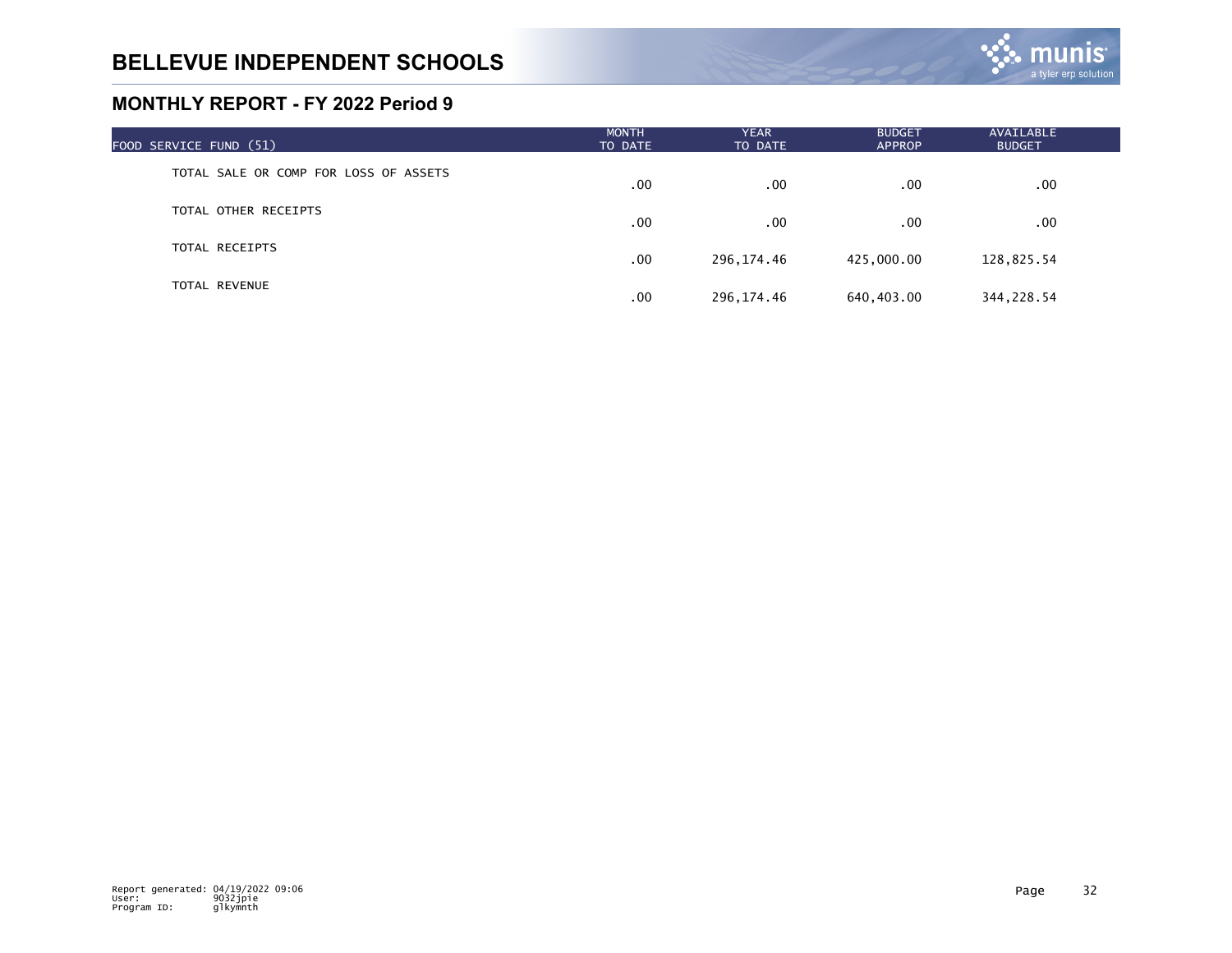# BELLEVUE INDEPENDENT SCHOOLS

## MONTHLY REPORT - FY 2022 Period 9

| FOOD SERVICE FUND (51) | MONTH TO DATE | YEAR TO DATE | BUDGET APPROP | AVAILABLE BUDGET |
|---|---|---|---|---|
| TOTAL SALE OR COMP FOR LOSS OF ASSETS | .00 | .00 | .00 | .00 |
| TOTAL OTHER RECEIPTS | .00 | .00 | .00 | .00 |
| TOTAL RECEIPTS | .00 | 296,174.46 | 425,000.00 | 128,825.54 |
| TOTAL REVENUE | .00 | 296,174.46 | 640,403.00 | 344,228.54 |

Report generated: 04/19/2022 09:06
User: 9032jpie
Program ID: glkymnth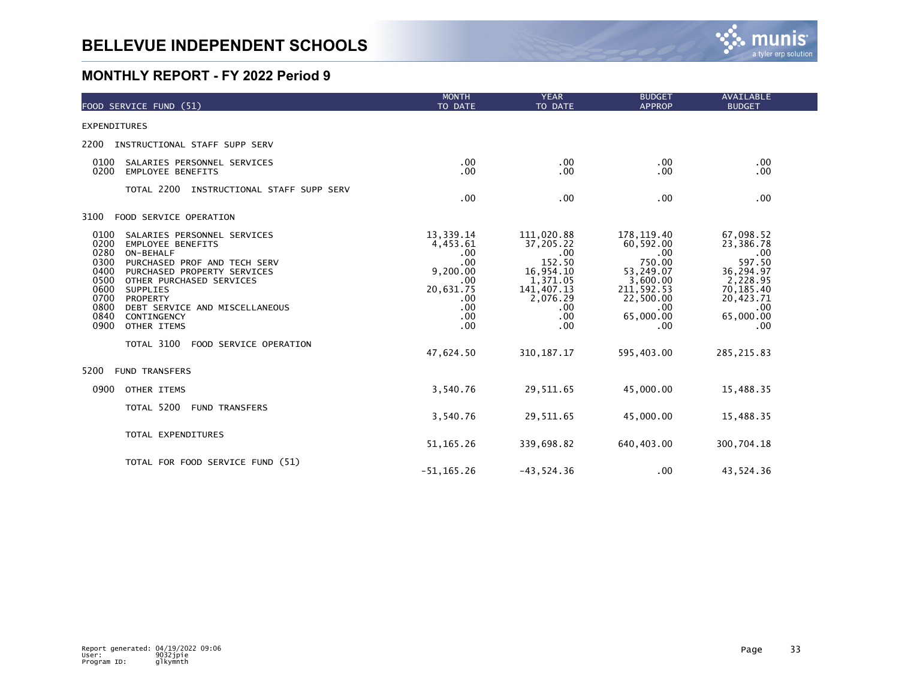# BELLEVUE INDEPENDENT SCHOOLS

## MONTHLY REPORT - FY 2022 Period 9

| FOOD SERVICE FUND (51) | MONTH TO DATE | YEAR TO DATE | BUDGET APPROP | AVAILABLE BUDGET |
|---|---|---|---|---|
| EXPENDITURES | | | | |
| 2200 INSTRUCTIONAL STAFF SUPP SERV | | | | |
| 0100 SALARIES PERSONNEL SERVICES | .00 | .00 | .00 | .00 |
| 0200 EMPLOYEE BENEFITS | .00 | .00 | .00 | .00 |
| TOTAL 2200 INSTRUCTIONAL STAFF SUPP SERV | .00 | .00 | .00 | .00 |
| 3100 FOOD SERVICE OPERATION | | | | |
| 0100 SALARIES PERSONNEL SERVICES | 13,339.14 | 111,020.88 | 178,119.40 | 67,098.52 |
| 0200 EMPLOYEE BENEFITS | 4,453.61 | 37,205.22 | 60,592.00 | 23,386.78 |
| 0280 ON-BEHALF | .00 | .00 | .00 | .00 |
| 0300 PURCHASED PROF AND TECH SERV | .00 | 152.50 | 750.00 | 597.50 |
| 0400 PURCHASED PROPERTY SERVICES | 9,200.00 | 16,954.10 | 53,249.07 | 36,294.97 |
| 0500 OTHER PURCHASED SERVICES | .00 | 1,371.05 | 3,600.00 | 2,228.95 |
| 0600 SUPPLIES | 20,631.75 | 141,407.13 | 211,592.53 | 70,185.40 |
| 0700 PROPERTY | .00 | 2,076.29 | 22,500.00 | 20,423.71 |
| 0800 DEBT SERVICE AND MISCELLANEOUS | .00 | .00 | .00 | .00 |
| 0840 CONTINGENCY | .00 | .00 | 65,000.00 | 65,000.00 |
| 0900 OTHER ITEMS | .00 | .00 | .00 | .00 |
| TOTAL 3100 FOOD SERVICE OPERATION | 47,624.50 | 310,187.17 | 595,403.00 | 285,215.83 |
| 5200 FUND TRANSFERS | | | | |
| 0900 OTHER ITEMS | 3,540.76 | 29,511.65 | 45,000.00 | 15,488.35 |
| TOTAL 5200 FUND TRANSFERS | 3,540.76 | 29,511.65 | 45,000.00 | 15,488.35 |
| TOTAL EXPENDITURES | 51,165.26 | 339,698.82 | 640,403.00 | 300,704.18 |
| TOTAL FOR FOOD SERVICE FUND (51) | -51,165.26 | -43,524.36 | .00 | 43,524.36 |

Report generated: 04/19/2022 09:06
User: 9032jpie
Program ID: glkymnth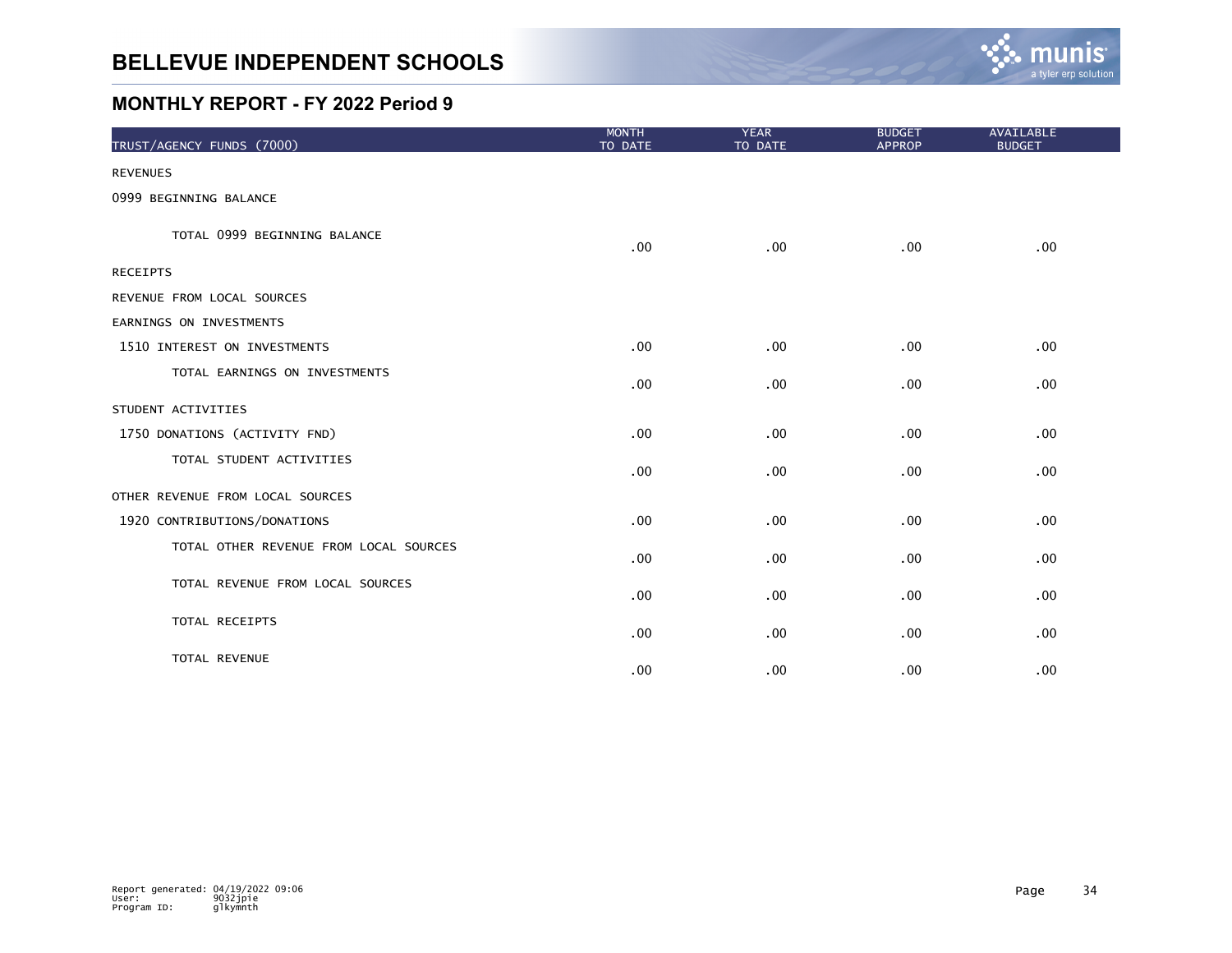# BELLEVUE INDEPENDENT SCHOOLS

## MONTHLY REPORT - FY 2022 Period 9

| TRUST/AGENCY FUNDS (7000) | MONTH TO DATE | YEAR TO DATE | BUDGET APPROP | AVAILABLE BUDGET |
|---|---|---|---|---|
| REVENUES | | | | |
| 0999 BEGINNING BALANCE | | | | |
| TOTAL 0999 BEGINNING BALANCE | .00 | .00 | .00 | .00 |
| RECEIPTS | | | | |
| REVENUE FROM LOCAL SOURCES | | | | |
| EARNINGS ON INVESTMENTS | | | | |
| 1510 INTEREST ON INVESTMENTS | .00 | .00 | .00 | .00 |
| TOTAL EARNINGS ON INVESTMENTS | .00 | .00 | .00 | .00 |
| STUDENT ACTIVITIES | | | | |
| 1750 DONATIONS (ACTIVITY FND) | .00 | .00 | .00 | .00 |
| TOTAL STUDENT ACTIVITIES | .00 | .00 | .00 | .00 |
| OTHER REVENUE FROM LOCAL SOURCES | | | | |
| 1920 CONTRIBUTIONS/DONATIONS | .00 | .00 | .00 | .00 |
| TOTAL OTHER REVENUE FROM LOCAL SOURCES | .00 | .00 | .00 | .00 |
| TOTAL REVENUE FROM LOCAL SOURCES | .00 | .00 | .00 | .00 |
| TOTAL RECEIPTS | .00 | .00 | .00 | .00 |
| TOTAL REVENUE | .00 | .00 | .00 | .00 |

Report generated: 04/19/2022 09:06
User: 9032jpie
Program ID: glkymnth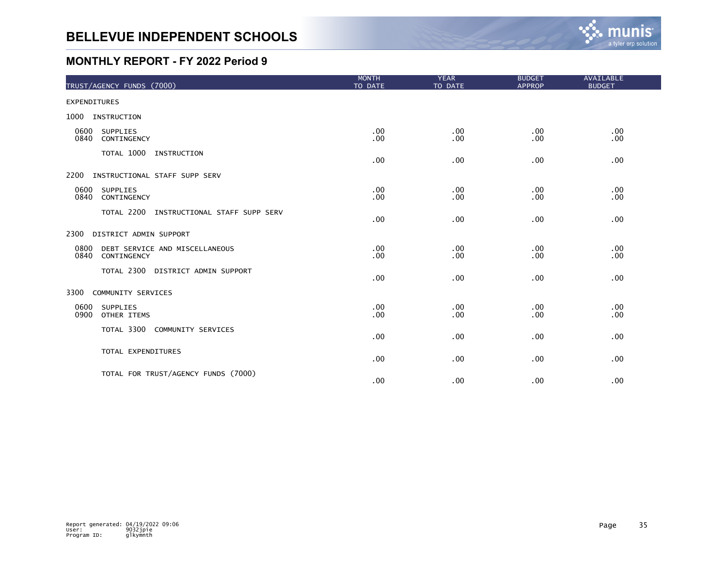# BELLEVUE INDEPENDENT SCHOOLS

## MONTHLY REPORT - FY 2022 Period 9

| TRUST/AGENCY FUNDS (7000) | MONTH TO DATE | YEAR TO DATE | BUDGET APPROP | AVAILABLE BUDGET |
|---|---|---|---|---|
| EXPENDITURES | | | | |
| 1000 INSTRUCTION | | | | |
| 0600 SUPPLIES | .00 | .00 | .00 | .00 |
| 0840 CONTINGENCY | .00 | .00 | .00 | .00 |
| TOTAL 1000 INSTRUCTION | .00 | .00 | .00 | .00 |
| 2200 INSTRUCTIONAL STAFF SUPP SERV | | | | |
| 0600 SUPPLIES | .00 | .00 | .00 | .00 |
| 0840 CONTINGENCY | .00 | .00 | .00 | .00 |
| TOTAL 2200 INSTRUCTIONAL STAFF SUPP SERV | .00 | .00 | .00 | .00 |
| 2300 DISTRICT ADMIN SUPPORT | | | | |
| 0800 DEBT SERVICE AND MISCELLANEOUS | .00 | .00 | .00 | .00 |
| 0840 CONTINGENCY | .00 | .00 | .00 | .00 |
| TOTAL 2300 DISTRICT ADMIN SUPPORT | .00 | .00 | .00 | .00 |
| 3300 COMMUNITY SERVICES | | | | |
| 0600 SUPPLIES | .00 | .00 | .00 | .00 |
| 0900 OTHER ITEMS | .00 | .00 | .00 | .00 |
| TOTAL 3300 COMMUNITY SERVICES | .00 | .00 | .00 | .00 |
| TOTAL EXPENDITURES | .00 | .00 | .00 | .00 |
| TOTAL FOR TRUST/AGENCY FUNDS (7000) | .00 | .00 | .00 | .00 |

Report generated: 04/19/2022 09:06
User: 9032jpie
Program ID: glkymnth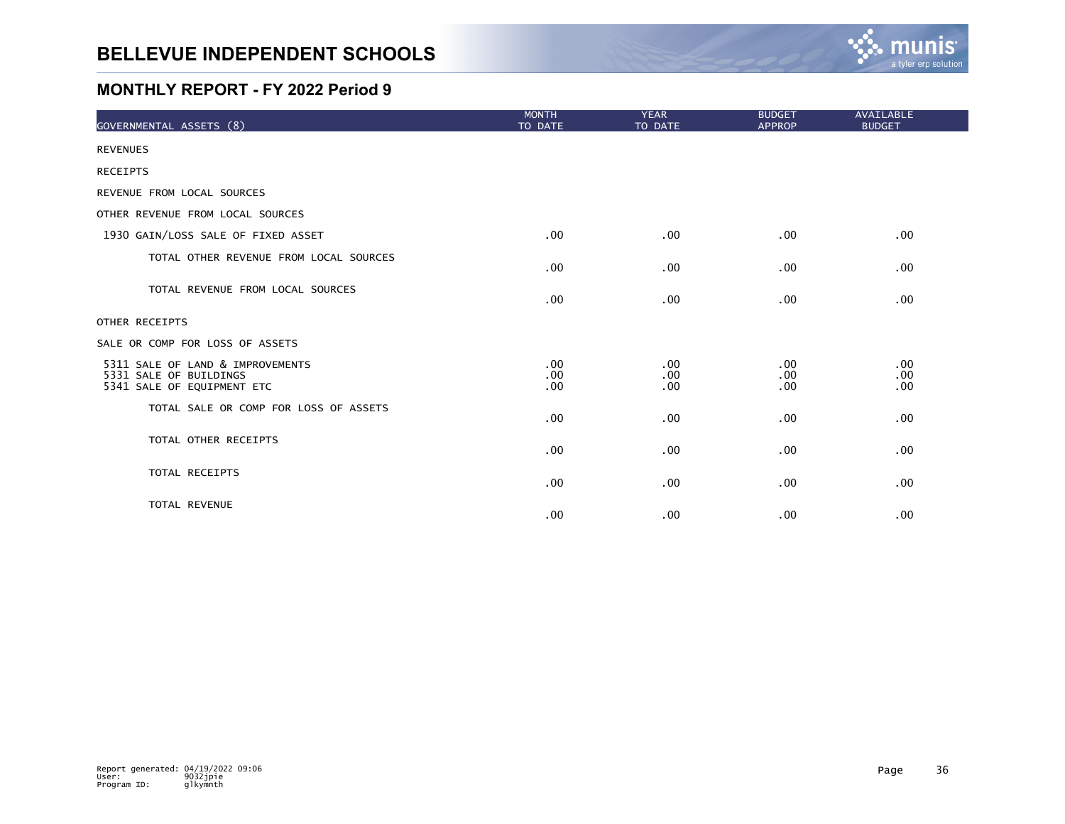# BELLEVUE INDEPENDENT SCHOOLS

## MONTHLY REPORT - FY 2022 Period 9

| GOVERNMENTAL ASSETS (8) | MONTH TO DATE | YEAR TO DATE | BUDGET APPROP | AVAILABLE BUDGET |
|---|---|---|---|---|
| REVENUES | | | | |
| RECEIPTS | | | | |
| REVENUE FROM LOCAL SOURCES | | | | |
| OTHER REVENUE FROM LOCAL SOURCES | | | | |
| 1930 GAIN/LOSS SALE OF FIXED ASSET | .00 | .00 | .00 | .00 |
| TOTAL OTHER REVENUE FROM LOCAL SOURCES | .00 | .00 | .00 | .00 |
| TOTAL REVENUE FROM LOCAL SOURCES | .00 | .00 | .00 | .00 |
| OTHER RECEIPTS | | | | |
| SALE OR COMP FOR LOSS OF ASSETS | | | | |
| 5311 SALE OF LAND & IMPROVEMENTS | .00 | .00 | .00 | .00 |
| 5331 SALE OF BUILDINGS | .00 | .00 | .00 | .00 |
| 5341 SALE OF EQUIPMENT ETC | .00 | .00 | .00 | .00 |
| TOTAL SALE OR COMP FOR LOSS OF ASSETS | .00 | .00 | .00 | .00 |
| TOTAL OTHER RECEIPTS | .00 | .00 | .00 | .00 |
| TOTAL RECEIPTS | .00 | .00 | .00 | .00 |
| TOTAL REVENUE | .00 | .00 | .00 | .00 |

Report generated: 04/19/2022 09:06
User: 9032jpie
Program ID: glkymnth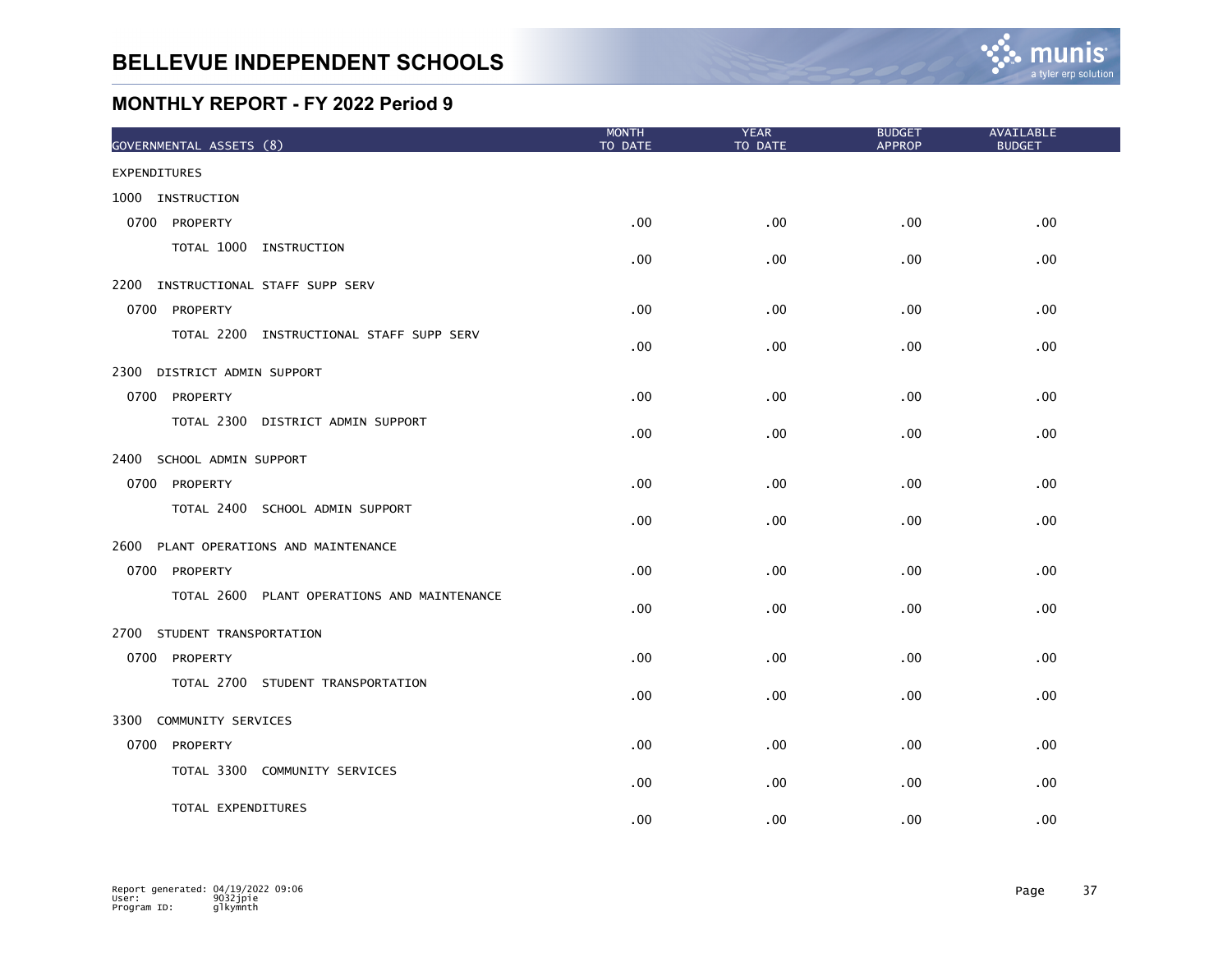# BELLEVUE INDEPENDENT SCHOOLS

## MONTHLY REPORT - FY 2022 Period 9

| GOVERNMENTAL ASSETS (8) | MONTH TO DATE | YEAR TO DATE | BUDGET APPROP | AVAILABLE BUDGET |
|---|---|---|---|---|
| EXPENDITURES | | | | |
| 1000 INSTRUCTION | | | | |
| 0700 PROPERTY | .00 | .00 | .00 | .00 |
| TOTAL 1000 INSTRUCTION | .00 | .00 | .00 | .00 |
| 2200 INSTRUCTIONAL STAFF SUPP SERV | | | | |
| 0700 PROPERTY | .00 | .00 | .00 | .00 |
| TOTAL 2200 INSTRUCTIONAL STAFF SUPP SERV | .00 | .00 | .00 | .00 |
| 2300 DISTRICT ADMIN SUPPORT | | | | |
| 0700 PROPERTY | .00 | .00 | .00 | .00 |
| TOTAL 2300 DISTRICT ADMIN SUPPORT | .00 | .00 | .00 | .00 |
| 2400 SCHOOL ADMIN SUPPORT | | | | |
| 0700 PROPERTY | .00 | .00 | .00 | .00 |
| TOTAL 2400 SCHOOL ADMIN SUPPORT | .00 | .00 | .00 | .00 |
| 2600 PLANT OPERATIONS AND MAINTENANCE | | | | |
| 0700 PROPERTY | .00 | .00 | .00 | .00 |
| TOTAL 2600 PLANT OPERATIONS AND MAINTENANCE | .00 | .00 | .00 | .00 |
| 2700 STUDENT TRANSPORTATION | | | | |
| 0700 PROPERTY | .00 | .00 | .00 | .00 |
| TOTAL 2700 STUDENT TRANSPORTATION | .00 | .00 | .00 | .00 |
| 3300 COMMUNITY SERVICES | | | | |
| 0700 PROPERTY | .00 | .00 | .00 | .00 |
| TOTAL 3300 COMMUNITY SERVICES | .00 | .00 | .00 | .00 |
| TOTAL EXPENDITURES | .00 | .00 | .00 | .00 |

Report generated: 04/19/2022 09:06
User: 9032jpie
Program ID: glkymnth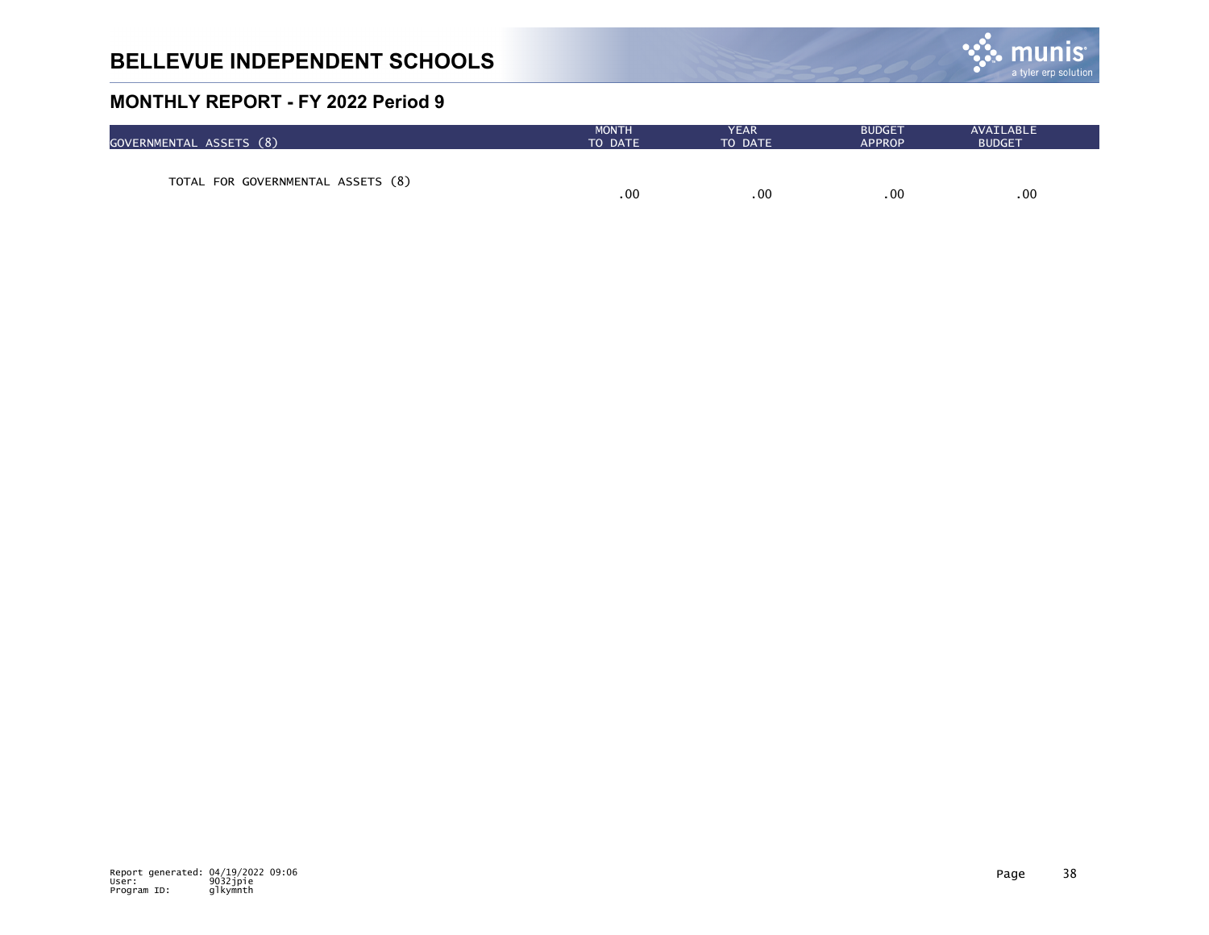# BELLEVUE INDEPENDENT SCHOOLS

## MONTHLY REPORT - FY 2022 Period 9

| GOVERNMENTAL ASSETS (8) | MONTH TO DATE | YEAR TO DATE | BUDGET APPROP | AVAILABLE BUDGET |
|---|---|---|---|---|
| TOTAL FOR GOVERNMENTAL ASSETS (8) | .00 | .00 | .00 | .00 |

Report generated: 04/19/2022 09:06
User: 9032jpie
Program ID: glkymnth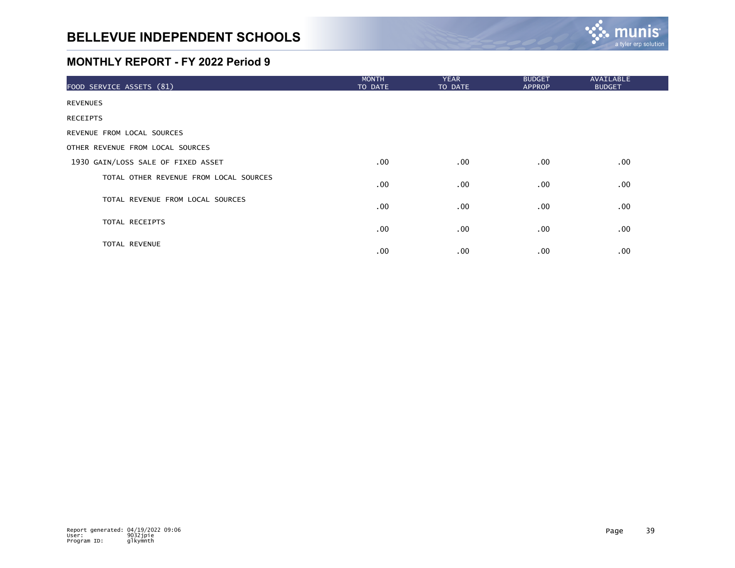# BELLEVUE INDEPENDENT SCHOOLS

## MONTHLY REPORT - FY 2022 Period 9

| FOOD SERVICE ASSETS (81) | MONTH TO DATE | YEAR TO DATE | BUDGET APPROP | AVAILABLE BUDGET |
|---|---|---|---|---|
| REVENUES | | | | |
| RECEIPTS | | | | |
| REVENUE FROM LOCAL SOURCES | | | | |
| OTHER REVENUE FROM LOCAL SOURCES | | | | |
| 1930 GAIN/LOSS SALE OF FIXED ASSET | .00 | .00 | .00 | .00 |
| TOTAL OTHER REVENUE FROM LOCAL SOURCES | .00 | .00 | .00 | .00 |
| TOTAL REVENUE FROM LOCAL SOURCES | .00 | .00 | .00 | .00 |
| TOTAL RECEIPTS | .00 | .00 | .00 | .00 |
| TOTAL REVENUE | .00 | .00 | .00 | .00 |

Report generated: 04/19/2022 09:06
User: 9032jpie
Program ID: glkymnth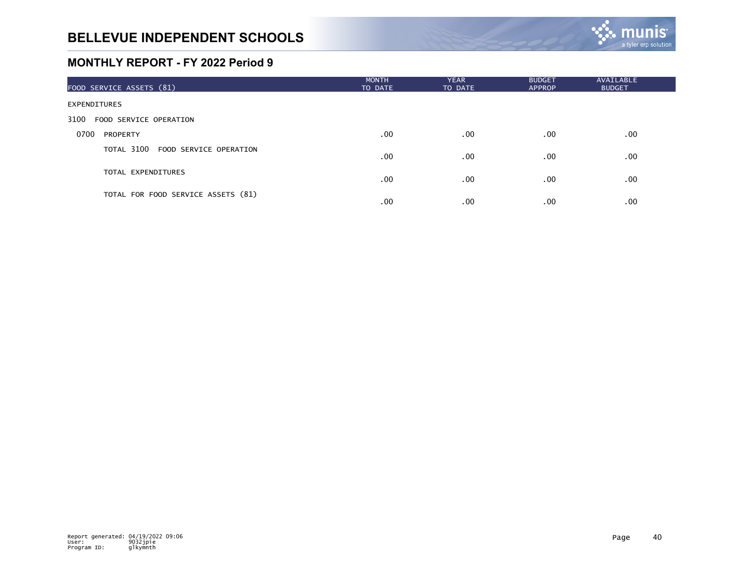# BELLEVUE INDEPENDENT SCHOOLS

## MONTHLY REPORT - FY 2022 Period 9

| FOOD SERVICE ASSETS (81) | MONTH TO DATE | YEAR TO DATE | BUDGET APPROP | AVAILABLE BUDGET |
|---|---|---|---|---|
| EXPENDITURES | | | | |
| 3100 FOOD SERVICE OPERATION | | | | |
| 0700 PROPERTY | .00 | .00 | .00 | .00 |
| TOTAL 3100 FOOD SERVICE OPERATION | .00 | .00 | .00 | .00 |
| TOTAL EXPENDITURES | .00 | .00 | .00 | .00 |
| TOTAL FOR FOOD SERVICE ASSETS (81) | .00 | .00 | .00 | .00 |

Report generated: 04/19/2022 09:06
User: 9032jpie
Program ID: glkymnth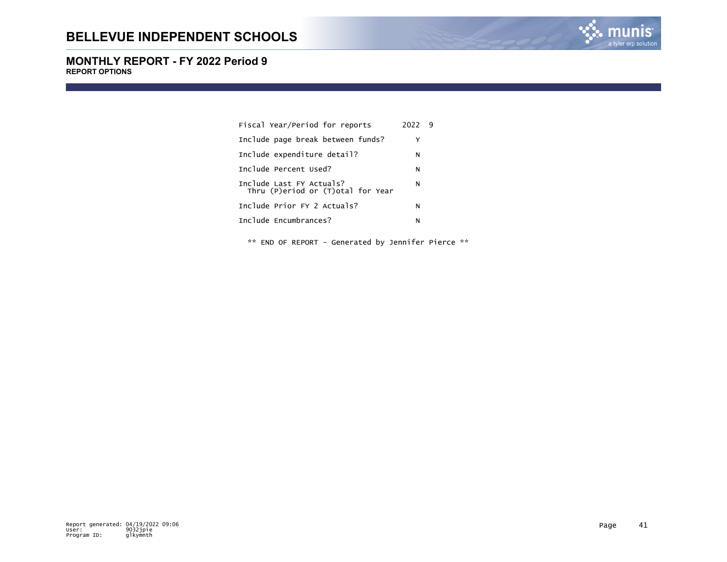# BELLEVUE INDEPENDENT SCHOOLS

## MONTHLY REPORT - FY 2022 Period 9

**REPORT OPTIONS**

| | |
|---|---|
| Fiscal Year/Period for reports | 2022 9 |
| Include page break between funds? | Y |
| Include expenditure detail? | N |
| Include Percent Used? | N |
| Include Last FY Actuals? Thru (P)eriod or (T)otal for Year | N |
| Include Prior FY 2 Actuals? | N |
| Include Encumbrances? | N |

** END OF REPORT - Generated by Jennifer Pierce **

Report generated: 04/19/2022 09:06
User: 9032jpie
Program ID: glkymnth